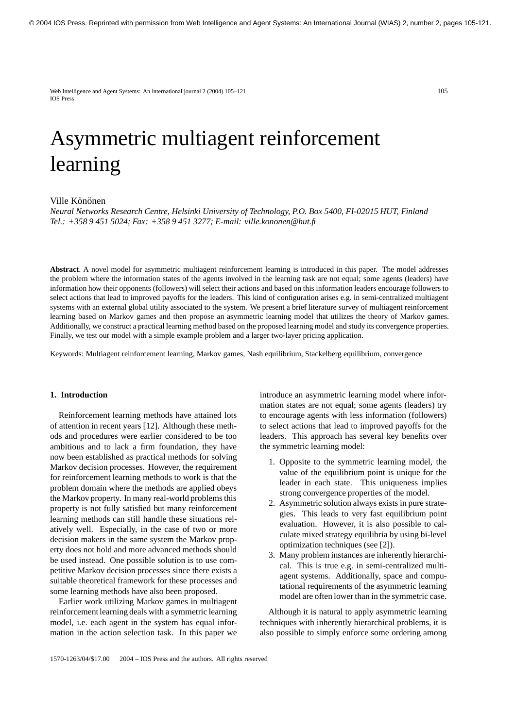© 2004 IOS Press. Reprinted with permission from Web Intelligence and Agent Systems: An International Journal (WIAS) 2, number 2, pages 105-121.

# Asymmetric multiagent reinforcement learning

Ville Könönen

*Neural Networks Research Centre, Helsinki University of Technology, P.O. Box 5400, FI-02015 HUT, Finland*
*Tel.: +358 9 451 5024; Fax: +358 9 451 3277; E-mail: ville.kononen@hut.fi*

**Abstract**. A novel model for asymmetric multiagent reinforcement learning is introduced in this paper. The model addresses the problem where the information states of the agents involved in the learning task are not equal; some agents (leaders) have information how their opponents (followers) will select their actions and based on this information leaders encourage followers to select actions that lead to improved payoffs for the leaders. This kind of configuration arises e.g. in semi-centralized multiagent systems with an external global utility associated to the system. We present a brief literature survey of multiagent reinforcement learning based on Markov games and then propose an asymmetric learning model that utilizes the theory of Markov games. Additionally, we construct a practical learning method based on the proposed learning model and study its convergence properties. Finally, we test our model with a simple example problem and a larger two-layer pricing application.

Keywords: Multiagent reinforcement learning, Markov games, Nash equilibrium, Stackelberg equilibrium, convergence

## 1. Introduction

Reinforcement learning methods have attained lots of attention in recent years [12]. Although these methods and procedures were earlier considered to be too ambitious and to lack a firm foundation, they have now been established as practical methods for solving Markov decision processes. However, the requirement for reinforcement learning methods to work is that the problem domain where the methods are applied obeys the Markov property. In many real-world problems this property is not fully satisfied but many reinforcement learning methods can still handle these situations relatively well. Especially, in the case of two or more decision makers in the same system the Markov property does not hold and more advanced methods should be used instead. One possible solution is to use competitive Markov decision processes since there exists a suitable theoretical framework for these processes and some learning methods have also been proposed.

Earlier work utilizing Markov games in multiagent reinforcement learning deals with a symmetric learning model, i.e. each agent in the system has equal information in the action selection task. In this paper we introduce an asymmetric learning model where information states are not equal; some agents (leaders) try to encourage agents with less information (followers) to select actions that lead to improved payoffs for the leaders. This approach has several key benefits over the symmetric learning model:

1. Opposite to the symmetric learning model, the value of the equilibrium point is unique for the leader in each state. This uniqueness implies strong convergence properties of the model.
2. Asymmetric solution always exists in pure strategies. This leads to very fast equilibrium point evaluation. However, it is also possible to calculate mixed strategy equilibria by using bi-level optimization techniques (see [2]).
3. Many problem instances are inherently hierarchical. This is true e.g. in semi-centralized multiagent systems. Additionally, space and computational requirements of the asymmetric learning model are often lower than in the symmetric case.

Although it is natural to apply asymmetric learning techniques with inherently hierarchical problems, it is also possible to simply enforce some ordering among

1570-1263/04/$17.00 2004 – IOS Press and the authors. All rights reserved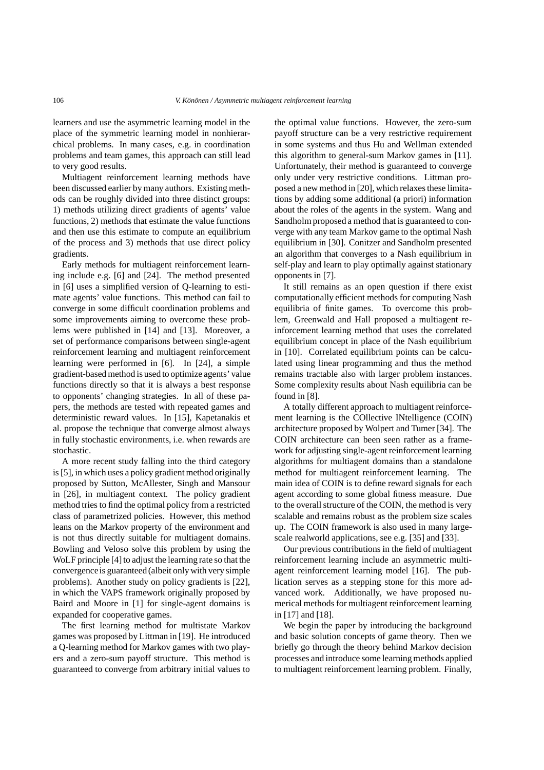learners and use the asymmetric learning model in the place of the symmetric learning model in nonhierarchical problems. In many cases, e.g. in coordination problems and team games, this approach can still lead to very good results.

Multiagent reinforcement learning methods have been discussed earlier by many authors. Existing methods can be roughly divided into three distinct groups: 1) methods utilizing direct gradients of agents' value functions, 2) methods that estimate the value functions and then use this estimate to compute an equilibrium of the process and 3) methods that use direct policy gradients.

Early methods for multiagent reinforcement learning include e.g. [6] and [24]. The method presented in [6] uses a simplified version of Q-learning to estimate agents' value functions. This method can fail to converge in some difficult coordination problems and some improvements aiming to overcome these problems were published in [14] and [13]. Moreover, a set of performance comparisons between single-agent reinforcement learning and multiagent reinforcement learning were performed in [6]. In [24], a simple gradient-based method is used to optimize agents' value functions directly so that it is always a best response to opponents' changing strategies. In all of these papers, the methods are tested with repeated games and deterministic reward values. In [15], Kapetanakis et al. propose the technique that converge almost always in fully stochastic environments, i.e. when rewards are stochastic.

A more recent study falling into the third category is [5], in which uses a policy gradient method originally proposed by Sutton, McAllester, Singh and Mansour in [26], in multiagent context. The policy gradient method tries to find the optimal policy from a restricted class of parametrized policies. However, this method leans on the Markov property of the environment and is not thus directly suitable for multiagent domains. Bowling and Veloso solve this problem by using the WoLF principle [4] to adjust the learning rate so that the convergence is guaranteed (albeit only with very simple problems). Another study on policy gradients is [22], in which the VAPS framework originally proposed by Baird and Moore in [1] for single-agent domains is expanded for cooperative games.

The first learning method for multistate Markov games was proposed by Littman in [19]. He introduced a Q-learning method for Markov games with two players and a zero-sum payoff structure. This method is guaranteed to converge from arbitrary initial values to the optimal value functions. However, the zero-sum payoff structure can be a very restrictive requirement in some systems and thus Hu and Wellman extended this algorithm to general-sum Markov games in [11]. Unfortunately, their method is guaranteed to converge only under very restrictive conditions. Littman proposed a new method in [20], which relaxes these limitations by adding some additional (a priori) information about the roles of the agents in the system. Wang and Sandholm proposed a method that is guaranteed to converge with any team Markov game to the optimal Nash equilibrium in [30]. Conitzer and Sandholm presented an algorithm that converges to a Nash equilibrium in self-play and learn to play optimally against stationary opponents in [7].

It still remains as an open question if there exist computationally efficient methods for computing Nash equilibria of finite games. To overcome this problem, Greenwald and Hall proposed a multiagent reinforcement learning method that uses the correlated equilibrium concept in place of the Nash equilibrium in [10]. Correlated equilibrium points can be calculated using linear programming and thus the method remains tractable also with larger problem instances. Some complexity results about Nash equilibria can be found in [8].

A totally different approach to multiagent reinforcement learning is the COllective INtelligence (COIN) architecture proposed by Wolpert and Tumer [34]. The COIN architecture can been seen rather as a framework for adjusting single-agent reinforcement learning algorithms for multiagent domains than a standalone method for multiagent reinforcement learning. The main idea of COIN is to define reward signals for each agent according to some global fitness measure. Due to the overall structure of the COIN, the method is very scalable and remains robust as the problem size scales up. The COIN framework is also used in many large-scale realworld applications, see e.g. [35] and [33].

Our previous contributions in the field of multiagent reinforcement learning include an asymmetric multiagent reinforcement learning model [16]. The publication serves as a stepping stone for this more advanced work. Additionally, we have proposed numerical methods for multiagent reinforcement learning in [17] and [18].

We begin the paper by introducing the background and basic solution concepts of game theory. Then we briefly go through the theory behind Markov decision processes and introduce some learning methods applied to multiagent reinforcement learning problem. Finally,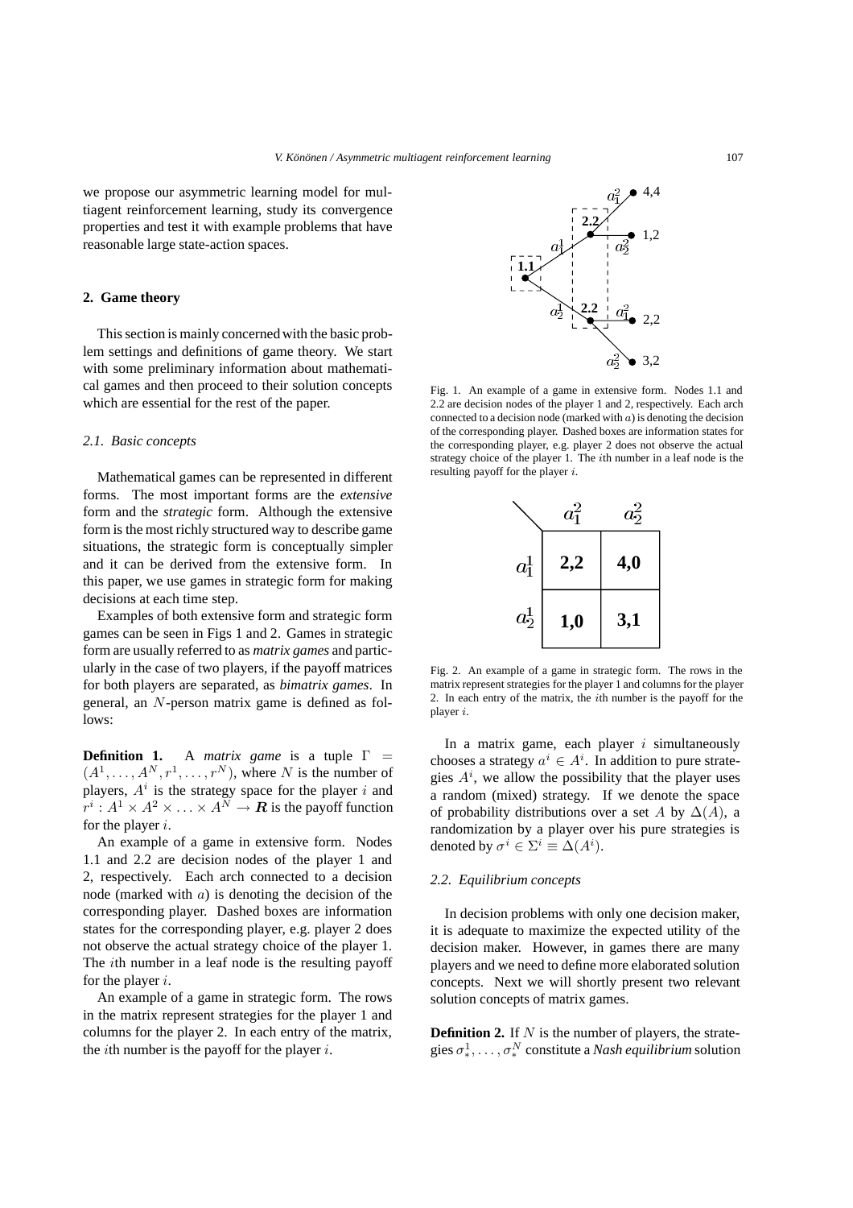we propose our asymmetric learning model for multiagent reinforcement learning, study its convergence properties and test it with example problems that have reasonable large state-action spaces.

## 2. Game theory

This section is mainly concerned with the basic problem settings and definitions of game theory. We start with some preliminary information about mathematical games and then proceed to their solution concepts which are essential for the rest of the paper.

### 2.1. Basic concepts

Mathematical games can be represented in different forms. The most important forms are the *extensive* form and the *strategic* form. Although the extensive form is the most richly structured way to describe game situations, the strategic form is conceptually simpler and it can be derived from the extensive form. In this paper, we use games in strategic form for making decisions at each time step.

Examples of both extensive form and strategic form games can be seen in Figs 1 and 2. Games in strategic form are usually referred to as *matrix games* and particularly in the case of two players, if the payoff matrices for both players are separated, as *bimatrix games*. In general, an $N$-person matrix game is defined as follows:

**Definition 1.** A *matrix game* is a tuple $\Gamma = (A^1, \ldots, A^N, r^1, \ldots, r^N)$, where $N$ is the number of players, $A^i$ is the strategy space for the player $i$ and $r^i : A^1 \times A^2 \times \ldots \times A^N \to \boldsymbol{R}$ is the payoff function for the player $i$.

An example of a game in extensive form. Nodes 1.1 and 2.2 are decision nodes of the player 1 and 2, respectively. Each arch connected to a decision node (marked with $a$) is denoting the decision of the corresponding player. Dashed boxes are information states for the corresponding player, e.g. player 2 does not observe the actual strategy choice of the player 1. The $i$th number in a leaf node is the resulting payoff for the player $i$.

An example of a game in strategic form. The rows in the matrix represent strategies for the player 1 and columns for the player 2. In each entry of the matrix, the $i$th number is the payoff for the player $i$.

Fig. 1. An example of a game in extensive form. Nodes 1.1 and 2.2 are decision nodes of the player 1 and 2, respectively. Each arch connected to a decision node (marked with $a$) is denoting the decision of the corresponding player. Dashed boxes are information states for the corresponding player, e.g. player 2 does not observe the actual strategy choice of the player 1. The $i$th number in a leaf node is the resulting payoff for the player $i$.

| | $a^2_1$ | $a^2_2$ |
|---|---|---|
| $a^1_1$ | **2,2** | **4,0** |
| $a^1_2$ | **1,0** | **3,1** |

Fig. 2. An example of a game in strategic form. The rows in the matrix represent strategies for the player 1 and columns for the player 2. In each entry of the matrix, the $i$th number is the payoff for the player $i$.

In a matrix game, each player $i$ simultaneously chooses a strategy $a^i \in A^i$. In addition to pure strategies $A^i$, we allow the possibility that the player uses a random (mixed) strategy. If we denote the space of probability distributions over a set $A$ by $\Delta(A)$, a randomization by a player over his pure strategies is denoted by $\sigma^i \in \Sigma^i \equiv \Delta(A^i)$.

### 2.2. Equilibrium concepts

In decision problems with only one decision maker, it is adequate to maximize the expected utility of the decision maker. However, in games there are many players and we need to define more elaborated solution concepts. Next we will shortly present two relevant solution concepts of matrix games.

**Definition 2.** If $N$ is the number of players, the strategies $\sigma^1_*, \ldots, \sigma^N_*$ constitute a *Nash equilibrium* solution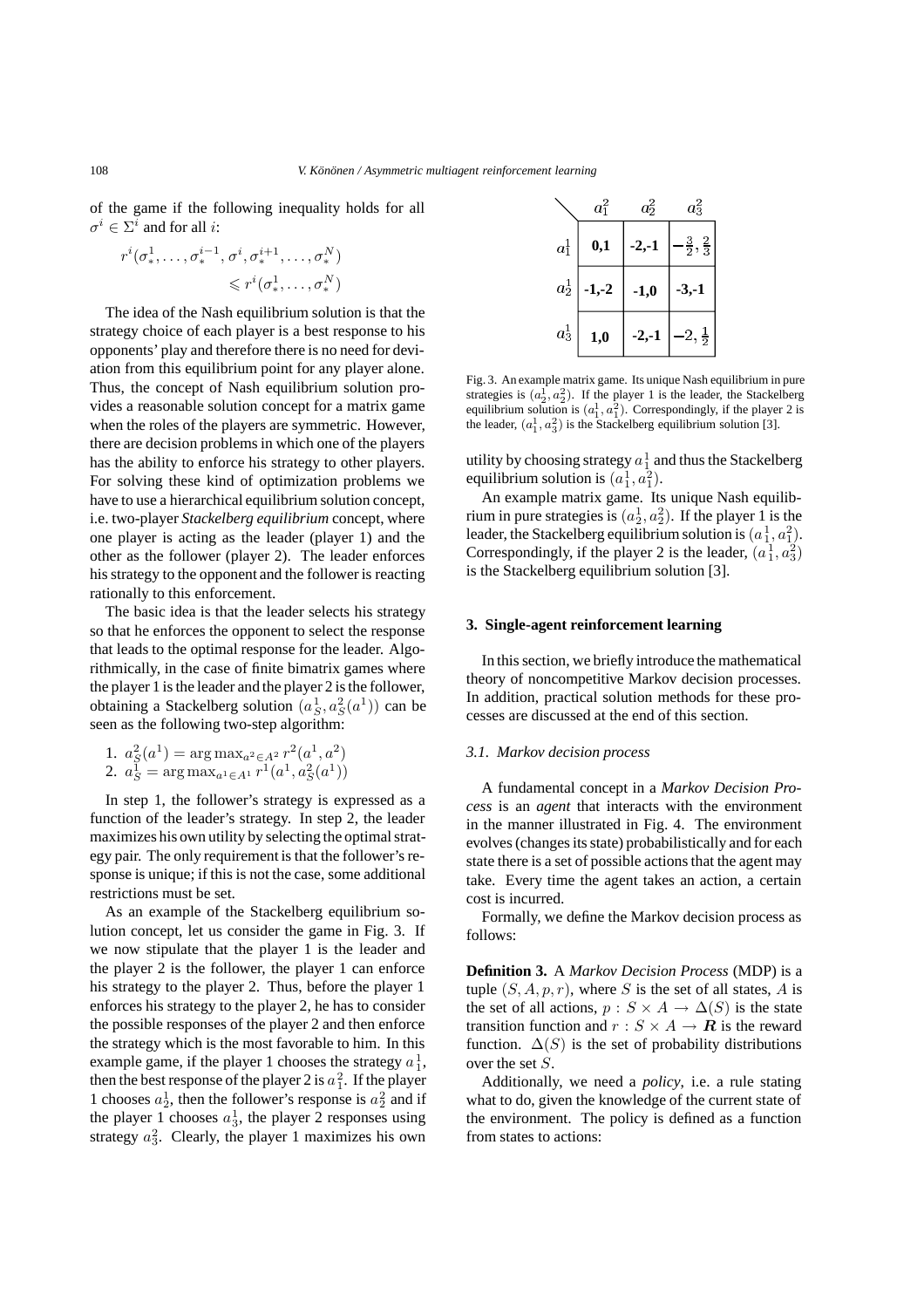of the game if the following inequality holds for all $\sigma^i \in \Sigma^i$ and for all $i$:

$$r^i(\sigma_*^1, \ldots, \sigma_*^{i-1}, \sigma^i, \sigma_*^{i+1}, \ldots, \sigma_*^N) \leqslant r^i(\sigma_*^1, \ldots, \sigma_*^N)$$

The idea of the Nash equilibrium solution is that the strategy choice of each player is a best response to his opponents' play and therefore there is no need for deviation from this equilibrium point for any player alone. Thus, the concept of Nash equilibrium solution provides a reasonable solution concept for a matrix game when the roles of the players are symmetric. However, there are decision problems in which one of the players has the ability to enforce his strategy to other players. For solving these kind of optimization problems we have to use a hierarchical equilibrium solution concept, i.e. two-player *Stackelberg equilibrium* concept, where one player is acting as the leader (player 1) and the other as the follower (player 2). The leader enforces his strategy to the opponent and the follower is reacting rationally to this enforcement.

The basic idea is that the leader selects his strategy so that he enforces the opponent to select the response that leads to the optimal response for the leader. Algorithmically, in the case of finite bimatrix games where the player 1 is the leader and the player 2 is the follower, obtaining a Stackelberg solution $(a_S^1, a_S^2(a^1))$ can be seen as the following two-step algorithm:

1. $a_S^2(a^1) = \arg\max_{a^2 \in A^2} r^2(a^1, a^2)$
2. $a_S^1 = \arg\max_{a^1 \in A^1} r^1(a^1, a_S^2(a^1))$

In step 1, the follower's strategy is expressed as a function of the leader's strategy. In step 2, the leader maximizes his own utility by selecting the optimal strategy pair. The only requirement is that the follower's response is unique; if this is not the case, some additional restrictions must be set.

As an example of the Stackelberg equilibrium solution concept, let us consider the game in Fig. 3. If we now stipulate that the player 1 is the leader and the player 2 is the follower, the player 1 can enforce his strategy to the player 2. Thus, before the player 1 enforces his strategy to the player 2, he has to consider the possible responses of the player 2 and then enforce the strategy which is the most favorable to him. In this example game, if the player 1 chooses the strategy $a_1^1$, then the best response of the player 2 is $a_1^2$. If the player 1 chooses $a_2^1$, then the follower's response is $a_2^2$ and if the player 1 chooses $a_3^1$, the player 2 responses using strategy $a_3^2$. Clearly, the player 1 maximizes his own utility by choosing strategy $a_1^1$ and thus the Stackelberg equilibrium solution is $(a_1^1, a_1^2)$.

| | $a_1^2$ | $a_2^2$ | $a_3^2$ |
|---|---|---|---|
| $a_1^1$ | **0,1** | **-2,-1** | $-\frac{3}{2}, \frac{2}{3}$ |
| $a_2^1$ | **-1,-2** | **-1,0** | **-3,-1** |
| $a_3^1$ | **1,0** | **-2,-1** | $-2, \frac{1}{2}$ |

Fig. 3. An example matrix game. Its unique Nash equilibrium in pure strategies is $(a_2^1, a_2^2)$. If the player 1 is the leader, the Stackelberg equilibrium solution is $(a_1^1, a_1^2)$. Correspondingly, if the player 2 is the leader, $(a_1^1, a_3^2)$ is the Stackelberg equilibrium solution [3].

An example matrix game. Its unique Nash equilibrium in pure strategies is $(a_2^1, a_2^2)$. If the player 1 is the leader, the Stackelberg equilibrium solution is $(a_1^1, a_1^2)$. Correspondingly, if the player 2 is the leader, $(a_1^1, a_3^2)$ is the Stackelberg equilibrium solution [3].

## 3. Single-agent reinforcement learning

In this section, we briefly introduce the mathematical theory of noncompetitive Markov decision processes. In addition, practical solution methods for these processes are discussed at the end of this section.

### 3.1. Markov decision process

A fundamental concept in a *Markov Decision Process* is an *agent* that interacts with the environment in the manner illustrated in Fig. 4. The environment evolves (changes its state) probabilistically and for each state there is a set of possible actions that the agent may take. Every time the agent takes an action, a certain cost is incurred.

Formally, we define the Markov decision process as follows:

**Definition 3.** A *Markov Decision Process* (MDP) is a tuple $(S, A, p, r)$, where $S$ is the set of all states, $A$ is the set of all actions, $p : S \times A \rightarrow \Delta(S)$ is the state transition function and $r : S \times A \rightarrow \boldsymbol{R}$ is the reward function. $\Delta(S)$ is the set of probability distributions over the set $S$.

Additionally, we need a *policy*, i.e. a rule stating what to do, given the knowledge of the current state of the environment. The policy is defined as a function from states to actions: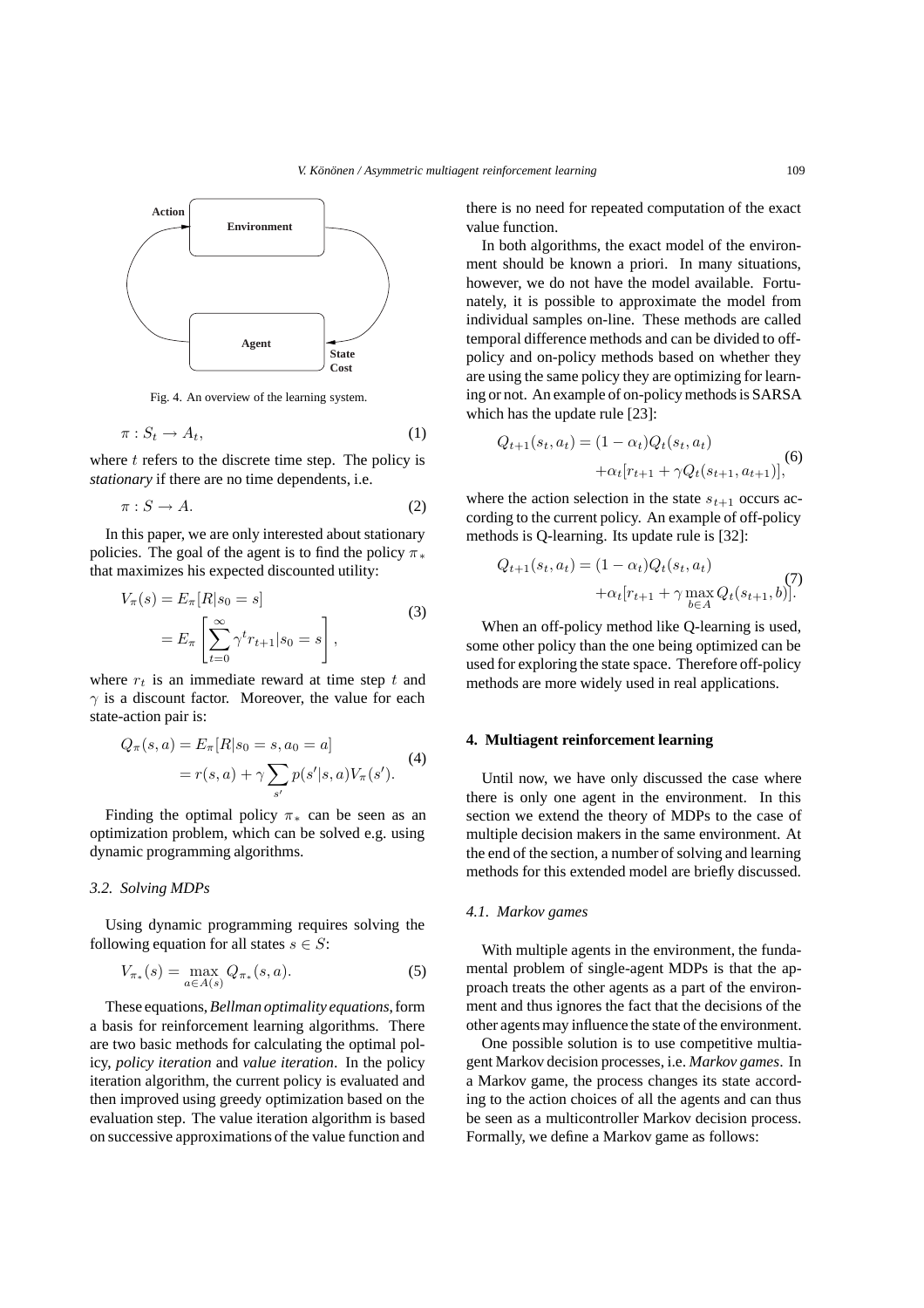Fig. 4. An overview of the learning system.

$$\pi : S_t \rightarrow A_t, \tag{1}$$

where $t$ refers to the discrete time step. The policy is *stationary* if there are no time dependents, i.e.

$$\pi : S \rightarrow A. \tag{2}$$

In this paper, we are only interested about stationary policies. The goal of the agent is to find the policy $\pi_*$ that maximizes his expected discounted utility:

$$\begin{aligned} V_\pi(s) &= E_\pi[R|s_0 = s] \\ &= E_\pi\left[\sum_{t=0}^{\infty} \gamma^t r_{t+1} | s_0 = s\right], \end{aligned} \tag{3}$$

where $r_t$ is an immediate reward at time step $t$ and $\gamma$ is a discount factor. Moreover, the value for each state-action pair is:

$$\begin{aligned} Q_\pi(s,a) &= E_\pi[R|s_0 = s, a_0 = a] \\ &= r(s,a) + \gamma \sum_{s'} p(s'|s,a) V_\pi(s'). \end{aligned} \tag{4}$$

Finding the optimal policy $\pi_*$ can be seen as an optimization problem, which can be solved e.g. using dynamic programming algorithms.

### 3.2. Solving MDPs

Using dynamic programming requires solving the following equation for all states $s \in S$:

$$V_{\pi_*}(s) = \max_{a \in A(s)} Q_{\pi_*}(s,a). \tag{5}$$

These equations, *Bellman optimality equations*, form a basis for reinforcement learning algorithms. There are two basic methods for calculating the optimal policy, *policy iteration* and *value iteration*. In the policy iteration algorithm, the current policy is evaluated and then improved using greedy optimization based on the evaluation step. The value iteration algorithm is based on successive approximations of the value function and there is no need for repeated computation of the exact value function.

In both algorithms, the exact model of the environment should be known a priori. In many situations, however, we do not have the model available. Fortunately, it is possible to approximate the model from individual samples on-line. These methods are called temporal difference methods and can be divided to off-policy and on-policy methods based on whether they are using the same policy they are optimizing for learning or not. An example of on-policy methods is SARSA which has the update rule [23]:

$$\begin{aligned} Q_{t+1}(s_t,a_t) &= (1-\alpha_t) Q_t(s_t,a_t) \\ &\quad + \alpha_t[r_{t+1} + \gamma Q_t(s_{t+1},a_{t+1})], \end{aligned} \tag{6}$$

where the action selection in the state $s_{t+1}$ occurs according to the current policy. An example of off-policy methods is Q-learning. Its update rule is [32]:

$$\begin{aligned} Q_{t+1}(s_t,a_t) &= (1-\alpha_t) Q_t(s_t,a_t) \\ &\quad + \alpha_t[r_{t+1} + \gamma \max_{b \in A} Q_t(s_{t+1},b)]. \end{aligned} \tag{7}$$

When an off-policy method like Q-learning is used, some other policy than the one being optimized can be used for exploring the state space. Therefore off-policy methods are more widely used in real applications.

## 4. Multiagent reinforcement learning

Until now, we have only discussed the case where there is only one agent in the environment. In this section we extend the theory of MDPs to the case of multiple decision makers in the same environment. At the end of the section, a number of solving and learning methods for this extended model are briefly discussed.

### 4.1. Markov games

With multiple agents in the environment, the fundamental problem of single-agent MDPs is that the approach treats the other agents as a part of the environment and thus ignores the fact that the decisions of the other agents may influence the state of the environment.

One possible solution is to use competitive multiagent Markov decision processes, i.e. *Markov games*. In a Markov game, the process changes its state according to the action choices of all the agents and can thus be seen as a multicontroller Markov decision process. Formally, we define a Markov game as follows: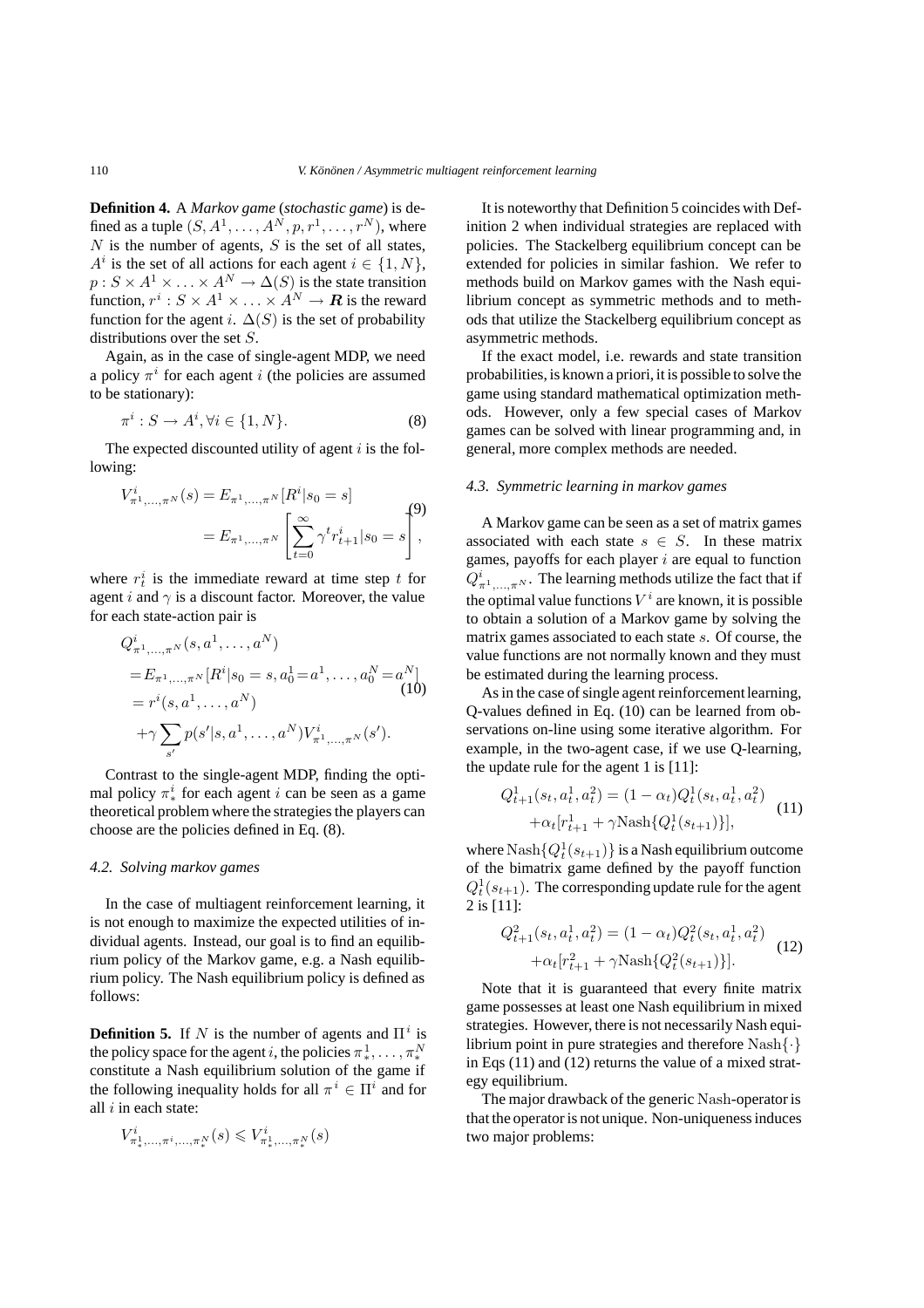**Definition 4.** A *Markov game* (*stochastic game*) is defined as a tuple $(S, A^1, \ldots, A^N, p, r^1, \ldots, r^N)$, where $N$ is the number of agents, $S$ is the set of all states, $A^i$ is the set of all actions for each agent $i \in \{1, N\}$, $p : S \times A^1 \times \ldots \times A^N \to \Delta(S)$ is the state transition function, $r^i : S \times A^1 \times \ldots \times A^N \to \boldsymbol{R}$ is the reward function for the agent $i$. $\Delta(S)$ is the set of probability distributions over the set $S$.

Again, as in the case of single-agent MDP, we need a policy $\pi^i$ for each agent $i$ (the policies are assumed to be stationary):

$$\pi^i : S \to A^i, \forall i \in \{1, N\}. \tag{8}$$

The expected discounted utility of agent $i$ is the following:

$$\begin{aligned} V^i_{\pi^1,\ldots,\pi^N}(s) &= E_{\pi^1,\ldots,\pi^N}[R^i|s_0 = s] \\ &= E_{\pi^1,\ldots,\pi^N}\left[\sum_{t=0}^{\infty}\gamma^t r^i_{t+1}|s_0 = s\right], \end{aligned} \tag{9}$$

where $r^i_t$ is the immediate reward at time step $t$ for agent $i$ and $\gamma$ is a discount factor. Moreover, the value for each state-action pair is

$$\begin{aligned} &Q^i_{\pi^1,\ldots,\pi^N}(s, a^1, \ldots, a^N) \\ &= E_{\pi^1,\ldots,\pi^N}[R^i|s_0 = s, a^1_0 = a^1, \ldots, a^N_0 = a^N] \\ &= r^i(s, a^1, \ldots, a^N) \\ &\quad + \gamma\sum_{s'} p(s'|s, a^1, \ldots, a^N)V^i_{\pi^1,\ldots,\pi^N}(s'). \end{aligned} \tag{10}$$

Contrast to the single-agent MDP, finding the optimal policy $\pi^i_*$ for each agent $i$ can be seen as a game theoretical problem where the strategies the players can choose are the policies defined in Eq. (8).

### 4.2. Solving markov games

In the case of multiagent reinforcement learning, it is not enough to maximize the expected utilities of individual agents. Instead, our goal is to find an equilibrium policy of the Markov game, e.g. a Nash equilibrium policy. The Nash equilibrium policy is defined as follows:

**Definition 5.** If $N$ is the number of agents and $\Pi^i$ is the policy space for the agent $i$, the policies $\pi^1_*, \ldots, \pi^N_*$ constitute a Nash equilibrium solution of the game if the following inequality holds for all $\pi^i \in \Pi^i$ and for all $i$ in each state:

$$V^i_{\pi^1_*,\ldots,\pi^i,\ldots,\pi^N_*}(s) \leqslant V^i_{\pi^1_*,\ldots,\pi^N_*}(s)$$

It is noteworthy that Definition 5 coincides with Definition 2 when individual strategies are replaced with policies. The Stackelberg equilibrium concept can be extended for policies in similar fashion. We refer to methods build on Markov games with the Nash equilibrium concept as symmetric methods and to methods that utilize the Stackelberg equilibrium concept as asymmetric methods.

If the exact model, i.e. rewards and state transition probabilities, is known a priori, it is possible to solve the game using standard mathematical optimization methods. However, only a few special cases of Markov games can be solved with linear programming and, in general, more complex methods are needed.

### 4.3. Symmetric learning in markov games

A Markov game can be seen as a set of matrix games associated with each state $s \in S$. In these matrix games, payoffs for each player $i$ are equal to function $Q^i_{\pi^1,\ldots,\pi^N}$. The learning methods utilize the fact that if the optimal value functions $V^i$ are known, it is possible to obtain a solution of a Markov game by solving the matrix games associated to each state $s$. Of course, the value functions are not normally known and they must be estimated during the learning process.

As in the case of single agent reinforcement learning, Q-values defined in Eq. (10) can be learned from observations on-line using some iterative algorithm. For example, in the two-agent case, if we use Q-learning, the update rule for the agent 1 is [11]:

$$\begin{aligned} Q^1_{t+1}(s_t, a^1_t, a^2_t) &= (1 - \alpha_t)Q^1_t(s_t, a^1_t, a^2_t) \\ &\quad + \alpha_t[r^1_{t+1} + \gamma \mathrm{Nash}\{Q^1_t(s_{t+1})\}], \end{aligned} \tag{11}$$

where $\mathrm{Nash}\{Q^1_t(s_{t+1})\}$ is a Nash equilibrium outcome of the bimatrix game defined by the payoff function $Q^1_t(s_{t+1})$. The corresponding update rule for the agent 2 is [11]:

$$\begin{aligned} Q^2_{t+1}(s_t, a^1_t, a^2_t) &= (1 - \alpha_t)Q^2_t(s_t, a^1_t, a^2_t) \\ &\quad + \alpha_t[r^2_{t+1} + \gamma \mathrm{Nash}\{Q^2_t(s_{t+1})\}]. \end{aligned} \tag{12}$$

Note that it is guaranteed that every finite matrix game possesses at least one Nash equilibrium in mixed strategies. However, there is not necessarily Nash equilibrium point in pure strategies and therefore $\mathrm{Nash}\{\cdot\}$ in Eqs (11) and (12) returns the value of a mixed strategy equilibrium.

The major drawback of the generic $\mathrm{Nash}$-operator is that the operator is not unique. Non-uniqueness induces two major problems: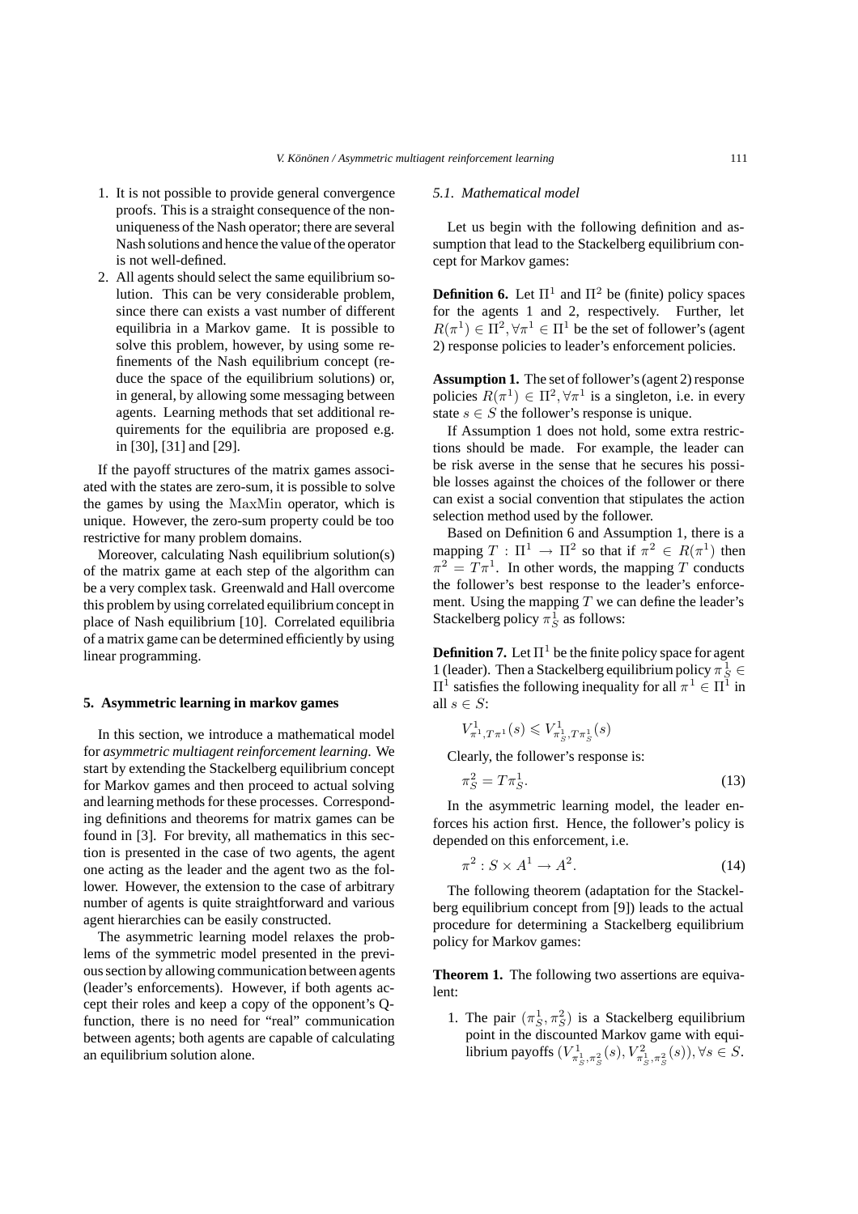1. It is not possible to provide general convergence proofs. This is a straight consequence of the non-uniqueness of the Nash operator; there are several Nash solutions and hence the value of the operator is not well-defined.
2. All agents should select the same equilibrium solution. This can be very considerable problem, since there can exists a vast number of different equilibria in a Markov game. It is possible to solve this problem, however, by using some refinements of the Nash equilibrium concept (reduce the space of the equilibrium solutions) or, in general, by allowing some messaging between agents. Learning methods that set additional requirements for the equilibria are proposed e.g. in [30], [31] and [29].

If the payoff structures of the matrix games associated with the states are zero-sum, it is possible to solve the games by using the $\mathrm{MaxMin}$ operator, which is unique. However, the zero-sum property could be too restrictive for many problem domains.

Moreover, calculating Nash equilibrium solution(s) of the matrix game at each step of the algorithm can be a very complex task. Greenwald and Hall overcome this problem by using correlated equilibrium concept in place of Nash equilibrium [10]. Correlated equilibria of a matrix game can be determined efficiently by using linear programming.

## 5. Asymmetric learning in markov games

In this section, we introduce a mathematical model for *asymmetric multiagent reinforcement learning*. We start by extending the Stackelberg equilibrium concept for Markov games and then proceed to actual solving and learning methods for these processes. Corresponding definitions and theorems for matrix games can be found in [3]. For brevity, all mathematics in this section is presented in the case of two agents, the agent one acting as the leader and the agent two as the follower. However, the extension to the case of arbitrary number of agents is quite straightforward and various agent hierarchies can be easily constructed.

The asymmetric learning model relaxes the problems of the symmetric model presented in the previous section by allowing communication between agents (leader's enforcements). However, if both agents accept their roles and keep a copy of the opponent's Q-function, there is no need for "real" communication between agents; both agents are capable of calculating an equilibrium solution alone.

### 5.1. Mathematical model

Let us begin with the following definition and assumption that lead to the Stackelberg equilibrium concept for Markov games:

**Definition 6.** Let $\Pi^1$ and $\Pi^2$ be (finite) policy spaces for the agents 1 and 2, respectively. Further, let $R(\pi^1) \in \Pi^2, \forall \pi^1 \in \Pi^1$ be the set of follower's (agent 2) response policies to leader's enforcement policies.

**Assumption 1.** The set of follower's (agent 2) response policies $R(\pi^1) \in \Pi^2, \forall \pi^1$ is a singleton, i.e. in every state $s \in S$ the follower's response is unique.

If Assumption 1 does not hold, some extra restrictions should be made. For example, the leader can be risk averse in the sense that he secures his possible losses against the choices of the follower or there can exist a social convention that stipulates the action selection method used by the follower.

Based on Definition 6 and Assumption 1, there is a mapping $T : \Pi^1 \to \Pi^2$ so that if $\pi^2 \in R(\pi^1)$ then $\pi^2 = T\pi^1$. In other words, the mapping $T$ conducts the follower's best response to the leader's enforcement. Using the mapping $T$ we can define the leader's Stackelberg policy $\pi^1_S$ as follows:

**Definition 7.** Let $\Pi^1$ be the finite policy space for agent 1 (leader). Then a Stackelberg equilibrium policy $\pi^1_S \in \Pi^1$ satisfies the following inequality for all $\pi^1 \in \Pi^1$ in all $s \in S$:

$$V^1_{\pi^1, T\pi^1}(s) \leqslant V^1_{\pi^1_S, T\pi^1_S}(s)$$

Clearly, the follower's response is:

$$\pi^2_S = T\pi^1_S. \tag{13}$$

In the asymmetric learning model, the leader enforces his action first. Hence, the follower's policy is depended on this enforcement, i.e.

$$\pi^2 : S \times A^1 \to A^2. \tag{14}$$

The following theorem (adaptation for the Stackelberg equilibrium concept from [9]) leads to the actual procedure for determining a Stackelberg equilibrium policy for Markov games:

**Theorem 1.** The following two assertions are equivalent:

1. The pair $(\pi^1_S, \pi^2_S)$ is a Stackelberg equilibrium point in the discounted Markov game with equilibrium payoffs $(V^1_{\pi^1_S, \pi^2_S}(s), V^2_{\pi^1_S, \pi^2_S}(s)), \forall s \in S$.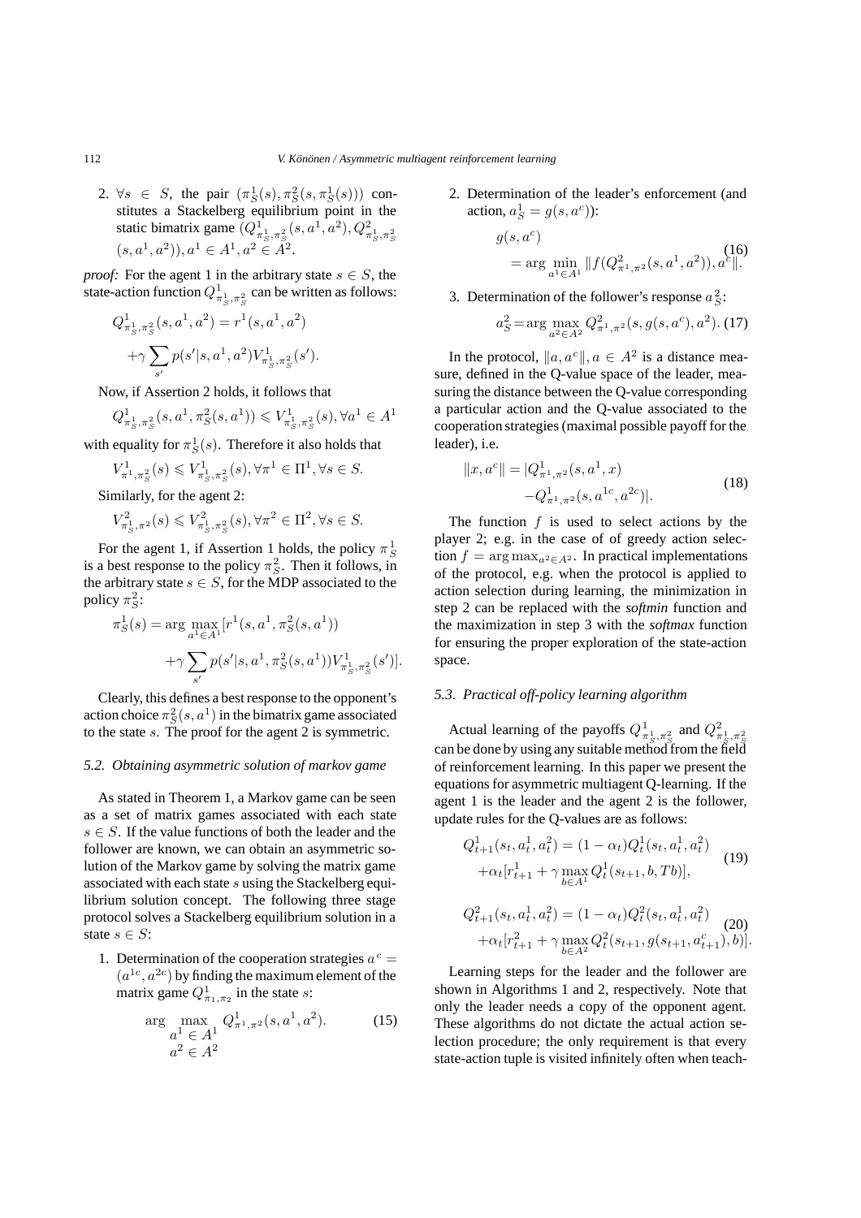2. $\forall s \in S$, the pair $(\pi^1_S(s), \pi^2_S(s, \pi^1_S(s)))$ constitutes a Stackelberg equilibrium point in the static bimatrix game $(Q^1_{\pi^1_S, \pi^2_S}(s, a^1, a^2), Q^2_{\pi^1_S, \pi^2_S}(s, a^1, a^2)), a^1 \in A^1, a^2 \in A^2$.

*proof:* For the agent 1 in the arbitrary state $s \in S$, the state-action function $Q^1_{\pi^1_S, \pi^2_S}$ can be written as follows:

$$Q^1_{\pi^1_S, \pi^2_S}(s, a^1, a^2) = r^1(s, a^1, a^2) + \gamma \sum_{s'} p(s'|s, a^1, a^2) V^1_{\pi^1_S, \pi^2_S}(s').$$

Now, if Assertion 2 holds, it follows that

$$Q^1_{\pi^1_S, \pi^2_S}(s, a^1, \pi^2_S(s, a^1)) \leqslant V^1_{\pi^1_S, \pi^2_S}(s), \forall a^1 \in A^1$$

with equality for $\pi^1_S(s)$. Therefore it also holds that

$$V^1_{\pi^1, \pi^2_S}(s) \leqslant V^1_{\pi^1_S, \pi^2_S}(s), \forall \pi^1 \in \Pi^1, \forall s \in S.$$

Similarly, for the agent 2:

$$V^2_{\pi^1_S, \pi^2}(s) \leqslant V^2_{\pi^1_S, \pi^2_S}(s), \forall \pi^2 \in \Pi^2, \forall s \in S.$$

For the agent 1, if Assertion 1 holds, the policy $\pi^1_S$ is a best response to the policy $\pi^2_S$. Then it follows, in the arbitrary state $s \in S$, for the MDP associated to the policy $\pi^2_S$:

$$\pi^1_S(s) = \arg \max_{a^1 \in A^1} [r^1(s, a^1, \pi^2_S(s, a^1)) + \gamma \sum_{s'} p(s'|s, a^1, \pi^2_S(s, a^1)) V^1_{\pi^1_S, \pi^2_S}(s')].$$

Clearly, this defines a best response to the opponent's action choice $\pi^2_S(s, a^1)$ in the bimatrix game associated to the state $s$. The proof for the agent 2 is symmetric.

### *5.2. Obtaining asymmetric solution of markov game*

As stated in Theorem 1, a Markov game can be seen as a set of matrix games associated with each state $s \in S$. If the value functions of both the leader and the follower are known, we can obtain an asymmetric solution of the Markov game by solving the matrix game associated with each state $s$ using the Stackelberg equilibrium solution concept. The following three stage protocol solves a Stackelberg equilibrium solution in a state $s \in S$:

1. Determination of the cooperation strategies $a^c = (a^{1c}, a^{2c})$ by finding the maximum element of the matrix game $Q^1_{\pi_1, \pi_2}$ in the state $s$:

$$\arg \max_{\substack{a^1 \in A^1 \\ a^2 \in A^2}} Q^1_{\pi^1, \pi^2}(s, a^1, a^2). \tag{15}$$

2. Determination of the leader's enforcement (and action, $a^1_S = g(s, a^c)$):

$$g(s, a^c) = \arg \min_{a^1 \in A^1} \|f(Q^2_{\pi^1, \pi^2}(s, a^1, a^2)), a^c\|. \tag{16}$$

3. Determination of the follower's response $a^2_S$:

$$a^2_S = \arg \max_{a^2 \in A^2} Q^2_{\pi^1, \pi^2}(s, g(s, a^c), a^2). \tag{17}$$

In the protocol, $\|a, a^c\|, a \in A^2$ is a distance measure, defined in the Q-value space of the leader, measuring the distance between the Q-value corresponding a particular action and the Q-value associated to the cooperation strategies (maximal possible payoff for the leader), i.e.

$$\|x, a^c\| = |Q^1_{\pi^1, \pi^2}(s, a^1, x) - Q^1_{\pi^1, \pi^2}(s, a^{1c}, a^{2c})|. \tag{18}$$

The function $f$ is used to select actions by the player 2; e.g. in the case of of greedy action selection $f = \arg \max_{a^2 \in A^2}$. In practical implementations of the protocol, e.g. when the protocol is applied to action selection during learning, the minimization in step 2 can be replaced with the *softmin* function and the maximization in step 3 with the *softmax* function for ensuring the proper exploration of the state-action space.

### *5.3. Practical off-policy learning algorithm*

Actual learning of the payoffs $Q^1_{\pi^1_S, \pi^2_S}$ and $Q^2_{\pi^1_S, \pi^2_S}$ can be done by using any suitable method from the field of reinforcement learning. In this paper we present the equations for asymmetric multiagent Q-learning. If the agent 1 is the leader and the agent 2 is the follower, update rules for the Q-values are as follows:

$$Q^1_{t+1}(s_t, a^1_t, a^2_t) = (1 - \alpha_t) Q^1_t(s_t, a^1_t, a^2_t) + \alpha_t [r^1_{t+1} + \gamma \max_{b \in A^1} Q^1_t(s_{t+1}, b, Tb)], \tag{19}$$

$$Q^2_{t+1}(s_t, a^1_t, a^2_t) = (1 - \alpha_t) Q^2_t(s_t, a^1_t, a^2_t) + \alpha_t [r^2_{t+1} + \gamma \max_{b \in A^2} Q^2_t(s_{t+1}, g(s_{t+1}, a^c_{t+1}), b)]. \tag{20}$$

Learning steps for the leader and the follower are shown in Algorithms 1 and 2, respectively. Note that only the leader needs a copy of the opponent agent. These algorithms do not dictate the actual action selection procedure; the only requirement is that every state-action tuple is visited infinitely often when teach-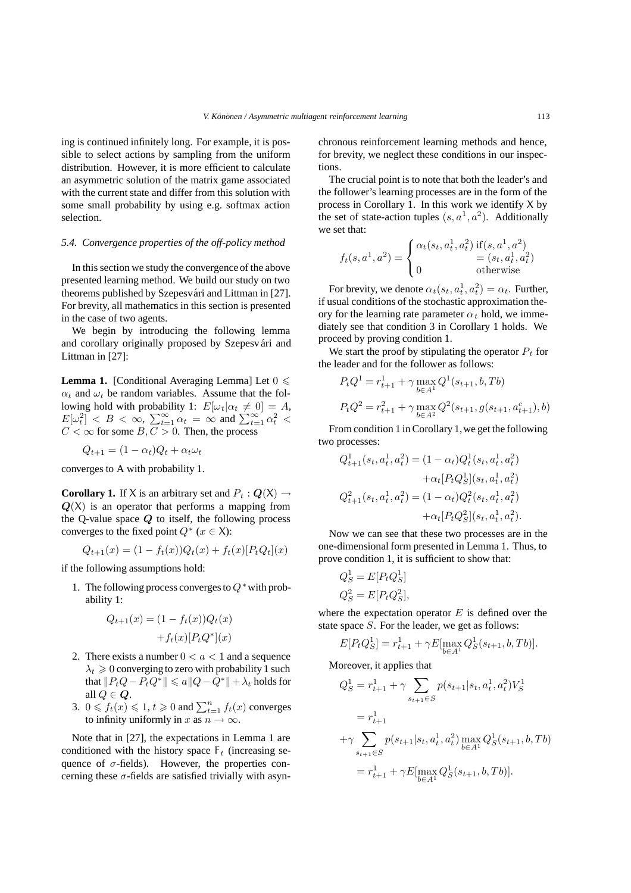ing is continued infinitely long. For example, it is possible to select actions by sampling from the uniform distribution. However, it is more efficient to calculate an asymmetric solution of the matrix game associated with the current state and differ from this solution with some small probability by using e.g. softmax action selection.

### 5.4. Convergence properties of the off-policy method

In this section we study the convergence of the above presented learning method. We build our study on two theorems published by Szepesvári and Littman in [27]. For brevity, all mathematics in this section is presented in the case of two agents.

We begin by introducing the following lemma and corollary originally proposed by Szepesvári and Littman in [27]:

**Lemma 1.** [Conditional Averaging Lemma] Let $0 \leqslant \alpha_t$ and $\omega_t$ be random variables. Assume that the following hold with probability 1: $E[\omega_t | \alpha_t \neq 0] = A$, $E[\omega_t^2] < B < \infty$, $\sum_{t=1}^{\infty} \alpha_t = \infty$ and $\sum_{t=1}^{\infty} \alpha_t^2 < C < \infty$ for some $B, C > 0$. Then, the process

$$Q_{t+1} = (1 - \alpha_t) Q_t + \alpha_t \omega_t$$

converges to A with probability 1.

**Corollary 1.** If $\mathsf{X}$ is an arbitrary set and $P_t : \boldsymbol{Q}(\mathsf{X}) \rightarrow \boldsymbol{Q}(\mathsf{X})$ is an operator that performs a mapping from the Q-value space $\boldsymbol{Q}$ to itself, the following process converges to the fixed point $Q^*$ ($x \in \mathsf{X}$):

$$Q_{t+1}(x) = (1 - f_t(x)) Q_t(x) + f_t(x)[P_t Q_t](x)$$

if the following assumptions hold:

1. The following process converges to $Q^*$ with probability 1:
$$Q_{t+1}(x) = (1 - f_t(x)) Q_t(x) + f_t(x)[P_t Q^*](x)$$
2. There exists a number $0 < a < 1$ and a sequence $\lambda_t \geqslant 0$ converging to zero with probability 1 such that $\|P_t Q - P_t Q^*\| \leqslant a \|Q - Q^*\| + \lambda_t$ holds for all $Q \in \boldsymbol{Q}$.
3. $0 \leqslant f_t(x) \leqslant 1$, $t \geqslant 0$ and $\sum_{t=1}^{n} f_t(x)$ converges to infinity uniformly in $x$ as $n \rightarrow \infty$.

Note that in [27], the expectations in Lemma 1 are conditioned with the history space $\mathsf{F}_t$ (increasing sequence of $\sigma$-fields). However, the properties concerning these $\sigma$-fields are satisfied trivially with asynchronous reinforcement learning methods and hence, for brevity, we neglect these conditions in our inspections.

The crucial point is to note that both the leader's and the follower's learning processes are in the form of the process in Corollary 1. In this work we identify $\mathsf{X}$ by the set of state-action tuples $(s, a^1, a^2)$. Additionally we set that:

$$f_t(s, a^1, a^2) = \begin{cases} \alpha_t(s_t, a_t^1, a_t^2) & \text{if}(s, a^1, a^2) = (s_t, a_t^1, a_t^2) \\ 0 & \text{otherwise} \end{cases}$$

For brevity, we denote $\alpha_t(s_t, a_t^1, a_t^2) = \alpha_t$. Further, if usual conditions of the stochastic approximation theory for the learning rate parameter $\alpha_t$ hold, we immediately see that condition 3 in Corollary 1 holds. We proceed by proving condition 1.

We start the proof by stipulating the operator $P_t$ for the leader and for the follower as follows:

$$P_t Q^1 = r_{t+1}^1 + \gamma \max_{b \in A^1} Q^1(s_{t+1}, b, Tb)$$

$$P_t Q^2 = r_{t+1}^2 + \gamma \max_{b \in A^2} Q^2(s_{t+1}, g(s_{t+1}, a_{t+1}^c), b)$$

From condition 1 in Corollary 1, we get the following two processes:

$$\begin{aligned} Q_{t+1}^1(s_t, a_t^1, a_t^2) &= (1 - \alpha_t) Q_t^1(s_t, a_t^1, a_t^2) \\ &\quad + \alpha_t [P_t Q_S^1](s_t, a_t^1, a_t^2) \\ Q_{t+1}^2(s_t, a_t^1, a_t^2) &= (1 - \alpha_t) Q_t^2(s_t, a_t^1, a_t^2) \\ &\quad + \alpha_t [P_t Q_S^2](s_t, a_t^1, a_t^2). \end{aligned}$$

Now we can see that these two processes are in the one-dimensional form presented in Lemma 1. Thus, to prove condition 1, it is sufficient to show that:

$$Q_S^1 = E[P_t Q_S^1]$$
$$Q_S^2 = E[P_t Q_S^2],$$

where the expectation operator $E$ is defined over the state space $S$. For the leader, we get as follows:

$$E[P_t Q_S^1] = r_{t+1}^1 + \gamma E[\max_{b \in A^1} Q_S^1(s_{t+1}, b, Tb)].$$

Moreover, it applies that

$$\begin{aligned} Q_S^1 &= r_{t+1}^1 + \gamma \sum_{s_{t+1} \in S} p(s_{t+1} | s_t, a_t^1, a_t^2) V_S^1 \\ &= r_{t+1}^1 \\ &\quad + \gamma \sum_{s_{t+1} \in S} p(s_{t+1} | s_t, a_t^1, a_t^2) \max_{b \in A^1} Q_S^1(s_{t+1}, b, Tb) \\ &= r_{t+1}^1 + \gamma E[\max_{b \in A^1} Q_S^1(s_{t+1}, b, Tb)]. \end{aligned}$$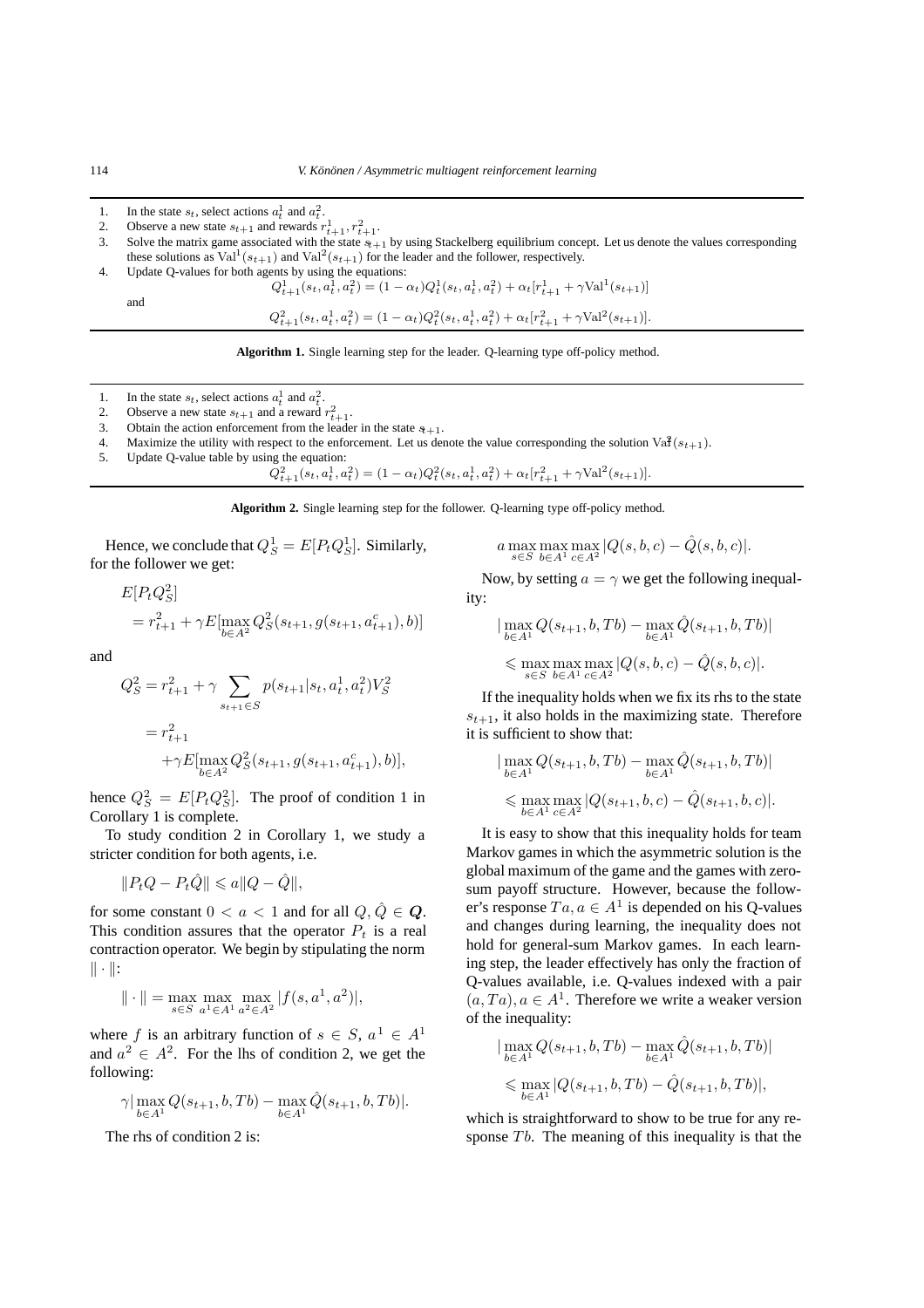1. In the state $s_t$, select actions $a_t^1$ and $a_t^2$.
2. Observe a new state $s_{t+1}$ and rewards $r_{t+1}^1, r_{t+1}^2$.
3. Solve the matrix game associated with the state $s_{t+1}$ by using Stackelberg equilibrium concept. Let us denote the values corresponding these solutions as $\mathrm{Val}^1(s_{t+1})$ and $\mathrm{Val}^2(s_{t+1})$ for the leader and the follower, respectively.
4. Update Q-values for both agents by using the equations:

$$Q_{t+1}^1(s_t, a_t^1, a_t^2) = (1-\alpha_t)Q_t^1(s_t, a_t^1, a_t^2) + \alpha_t[r_{t+1}^1 + \gamma \mathrm{Val}^1(s_{t+1})]$$

and

$$Q_{t+1}^2(s_t, a_t^1, a_t^2) = (1-\alpha_t)Q_t^2(s_t, a_t^1, a_t^2) + \alpha_t[r_{t+1}^2 + \gamma \mathrm{Val}^2(s_{t+1})].$$

**Algorithm 1.** Single learning step for the leader. Q-learning type off-policy method.

1. In the state $s_t$, select actions $a_t^1$ and $a_t^2$.
2. Observe a new state $s_{t+1}$ and a reward $r_{t+1}^2$.
3. Obtain the action enforcement from the leader in the state $s_{t+1}$.
4. Maximize the utility with respect to the enforcement. Let us denote the value corresponding the solution $\mathrm{Val}^2(s_{t+1})$.
5. Update Q-value table by using the equation:

$$Q_{t+1}^2(s_t, a_t^1, a_t^2) = (1-\alpha_t)Q_t^2(s_t, a_t^1, a_t^2) + \alpha_t[r_{t+1}^2 + \gamma \mathrm{Val}^2(s_{t+1})].$$

**Algorithm 2.** Single learning step for the follower. Q-learning type off-policy method.

Hence, we conclude that $Q_S^1 = E[P_t Q_S^1]$. Similarly, for the follower we get:

$$E[P_t Q_S^2] = r_{t+1}^2 + \gamma E[\max_{b\in A^2} Q_S^2(s_{t+1}, g(s_{t+1}, a_{t+1}^c), b)]$$

and

$$\begin{aligned} Q_S^2 &= r_{t+1}^2 + \gamma \sum_{s_{t+1}\in S} p(s_{t+1}|s_t, a_t^1, a_t^2) V_S^2 \\ &= r_{t+1}^2 \\ &\quad + \gamma E[\max_{b\in A^2} Q_S^2(s_{t+1}, g(s_{t+1}, a_{t+1}^c), b)], \end{aligned}$$

hence $Q_S^2 = E[P_t Q_S^2]$. The proof of condition 1 in Corollary 1 is complete.

To study condition 2 in Corollary 1, we study a stricter condition for both agents, i.e.

$$\|P_t Q - P_t \hat{Q}\| \leqslant a\|Q - \hat{Q}\|,$$

for some constant $0 < a < 1$ and for all $Q, \hat{Q} \in \boldsymbol{Q}$. This condition assures that the operator $P_t$ is a real contraction operator. We begin by stipulating the norm $\|\cdot\|$:

$$\|\cdot\| = \max_{s\in S} \max_{a^1\in A^1} \max_{a^2\in A^2} |f(s, a^1, a^2)|,$$

where $f$ is an arbitrary function of $s \in S$, $a^1 \in A^1$ and $a^2 \in A^2$. For the lhs of condition 2, we get the following:

$$\gamma|\max_{b\in A^1} Q(s_{t+1}, b, Tb) - \max_{b\in A^1} \hat{Q}(s_{t+1}, b, Tb)|.$$

The rhs of condition 2 is:

$$a \max_{s\in S} \max_{b\in A^1} \max_{c\in A^2} |Q(s, b, c) - \hat{Q}(s, b, c)|.$$

Now, by setting $a = \gamma$ we get the following inequality:

$$\begin{aligned} &|\max_{b\in A^1} Q(s_{t+1}, b, Tb) - \max_{b\in A^1} \hat{Q}(s_{t+1}, b, Tb)| \\ &\quad \leqslant \max_{s\in S} \max_{b\in A^1} \max_{c\in A^2} |Q(s, b, c) - \hat{Q}(s, b, c)|. \end{aligned}$$

If the inequality holds when we fix its rhs to the state $s_{t+1}$, it also holds in the maximizing state. Therefore it is sufficient to show that:

$$\begin{aligned} &|\max_{b\in A^1} Q(s_{t+1}, b, Tb) - \max_{b\in A^1} \hat{Q}(s_{t+1}, b, Tb)| \\ &\quad \leqslant \max_{b\in A^1} \max_{c\in A^2} |Q(s_{t+1}, b, c) - \hat{Q}(s_{t+1}, b, c)|. \end{aligned}$$

It is easy to show that this inequality holds for team Markov games in which the asymmetric solution is the global maximum of the game and the games with zero-sum payoff structure. However, because the follower's response $Ta, a \in A^1$ is depended on his Q-values and changes during learning, the inequality does not hold for general-sum Markov games. In each learning step, the leader effectively has only the fraction of Q-values available, i.e. Q-values indexed with a pair $(a, Ta), a \in A^1$. Therefore we write a weaker version of the inequality:

$$\begin{aligned} &|\max_{b\in A^1} Q(s_{t+1}, b, Tb) - \max_{b\in A^1} \hat{Q}(s_{t+1}, b, Tb)| \\ &\quad \leqslant \max_{b\in A^1} |Q(s_{t+1}, b, Tb) - \hat{Q}(s_{t+1}, b, Tb)|, \end{aligned}$$

which is straightforward to show to be true for any response $Tb$. The meaning of this inequality is that the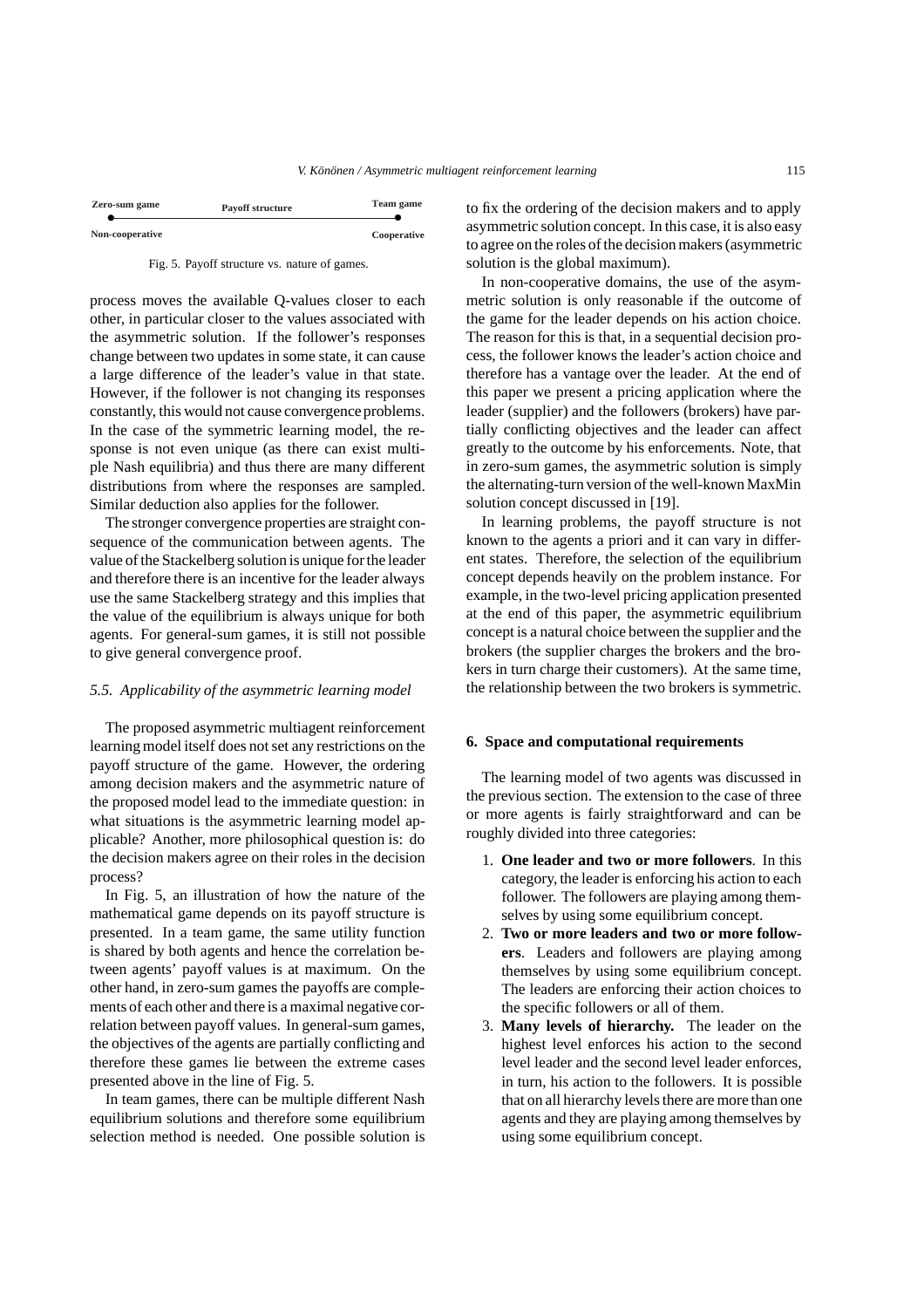Zero-sum game — Payoff structure — Team game

Non-cooperative — Cooperative

Fig. 5. Payoff structure vs. nature of games.

process moves the available Q-values closer to each other, in particular closer to the values associated with the asymmetric solution. If the follower's responses change between two updates in some state, it can cause a large difference of the leader's value in that state. However, if the follower is not changing its responses constantly, this would not cause convergence problems. In the case of the symmetric learning model, the response is not even unique (as there can exist multiple Nash equilibria) and thus there are many different distributions from where the responses are sampled. Similar deduction also applies for the follower.

The stronger convergence properties are straight consequence of the communication between agents. The value of the Stackelberg solution is unique for the leader and therefore there is an incentive for the leader always use the same Stackelberg strategy and this implies that the value of the equilibrium is always unique for both agents. For general-sum games, it is still not possible to give general convergence proof.

### *5.5. Applicability of the asymmetric learning model*

The proposed asymmetric multiagent reinforcement learning model itself does not set any restrictions on the payoff structure of the game. However, the ordering among decision makers and the asymmetric nature of the proposed model lead to the immediate question: in what situations is the asymmetric learning model applicable? Another, more philosophical question is: do the decision makers agree on their roles in the decision process?

In Fig. 5, an illustration of how the nature of the mathematical game depends on its payoff structure is presented. In a team game, the same utility function is shared by both agents and hence the correlation between agents' payoff values is at maximum. On the other hand, in zero-sum games the payoffs are complements of each other and there is a maximal negative correlation between payoff values. In general-sum games, the objectives of the agents are partially conflicting and therefore these games lie between the extreme cases presented above in the line of Fig. 5.

In team games, there can be multiple different Nash equilibrium solutions and therefore some equilibrium selection method is needed. One possible solution is to fix the ordering of the decision makers and to apply asymmetric solution concept. In this case, it is also easy to agree on the roles of the decision makers (asymmetric solution is the global maximum).

In non-cooperative domains, the use of the asymmetric solution is only reasonable if the outcome of the game for the leader depends on his action choice. The reason for this is that, in a sequential decision process, the follower knows the leader's action choice and therefore has a vantage over the leader. At the end of this paper we present a pricing application where the leader (supplier) and the followers (brokers) have partially conflicting objectives and the leader can affect greatly to the outcome by his enforcements. Note, that in zero-sum games, the asymmetric solution is simply the alternating-turn version of the well-known MaxMin solution concept discussed in [19].

In learning problems, the payoff structure is not known to the agents a priori and it can vary in different states. Therefore, the selection of the equilibrium concept depends heavily on the problem instance. For example, in the two-level pricing application presented at the end of this paper, the asymmetric equilibrium concept is a natural choice between the supplier and the brokers (the supplier charges the brokers and the brokers in turn charge their customers). At the same time, the relationship between the two brokers is symmetric.

## 6. Space and computational requirements

The learning model of two agents was discussed in the previous section. The extension to the case of three or more agents is fairly straightforward and can be roughly divided into three categories:

1. **One leader and two or more followers**. In this category, the leader is enforcing his action to each follower. The followers are playing among themselves by using some equilibrium concept.
2. **Two or more leaders and two or more followers**. Leaders and followers are playing among themselves by using some equilibrium concept. The leaders are enforcing their action choices to the specific followers or all of them.
3. **Many levels of hierarchy.** The leader on the highest level enforces his action to the second level leader and the second level leader enforces, in turn, his action to the followers. It is possible that on all hierarchy levels there are more than one agents and they are playing among themselves by using some equilibrium concept.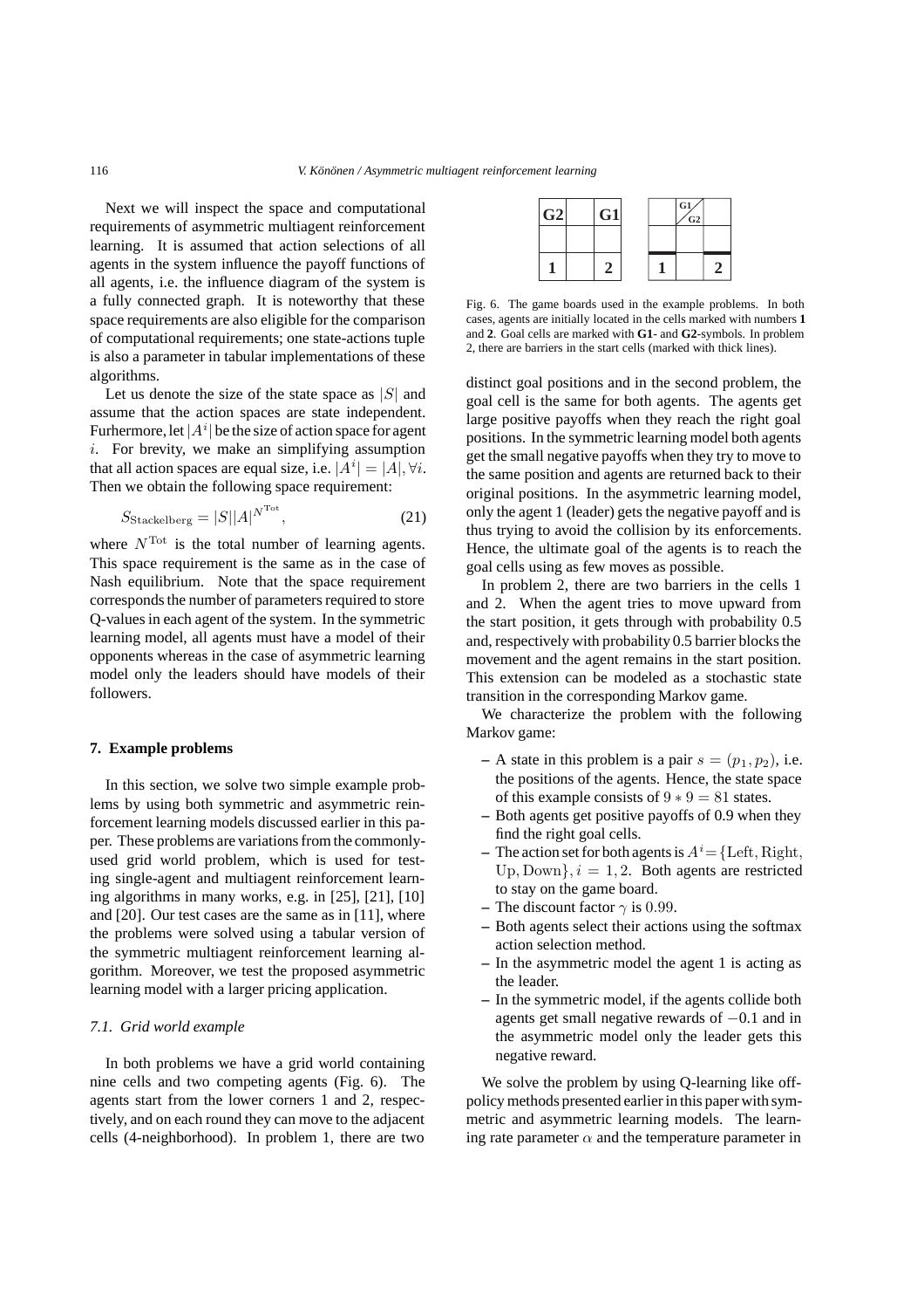Next we will inspect the space and computational requirements of asymmetric multiagent reinforcement learning. It is assumed that action selections of all agents in the system influence the payoff functions of all agents, i.e. the influence diagram of the system is a fully connected graph. It is noteworthy that these space requirements are also eligible for the comparison of computational requirements; one state-actions tuple is also a parameter in tabular implementations of these algorithms.

Let us denote the size of the state space as $|S|$ and assume that the action spaces are state independent. Furhermore, let $|A^i|$ be the size of action space for agent $i$. For brevity, we make an simplifying assumption that all action spaces are equal size, i.e. $|A^i| = |A|, \forall i$. Then we obtain the following space requirement:

$$S_{\text{Stackelberg}} = |S||A|^{N^{\text{Tot}}}, \tag{21}$$

where $N^{\text{Tot}}$ is the total number of learning agents. This space requirement is the same as in the case of Nash equilibrium. Note that the space requirement corresponds the number of parameters required to store Q-values in each agent of the system. In the symmetric learning model, all agents must have a model of their opponents whereas in the case of asymmetric learning model only the leaders should have models of their followers.

## 7. Example problems

In this section, we solve two simple example problems by using both symmetric and asymmetric reinforcement learning models discussed earlier in this paper. These problems are variations from the commonly-used grid world problem, which is used for testing single-agent and multiagent reinforcement learning algorithms in many works, e.g. in [25], [21], [10] and [20]. Our test cases are the same as in [11], where the problems were solved using a tabular version of the symmetric multiagent reinforcement learning algorithm. Moreover, we test the proposed asymmetric learning model with a larger pricing application.

### 7.1. Grid world example

In both problems we have a grid world containing nine cells and two competing agents (Fig. 6). The agents start from the lower corners 1 and 2, respectively, and on each round they can move to the adjacent cells (4-neighborhood). In problem 1, there are two distinct goal positions and in the second problem, the goal cell is the same for both agents. The agents get large positive payoffs when they reach the right goal positions. In the symmetric learning model both agents get the small negative payoffs when they try to move to the same position and agents are returned back to their original positions. In the asymmetric learning model, only the agent 1 (leader) gets the negative payoff and is thus trying to avoid the collision by its enforcements. Hence, the ultimate goal of the agents is to reach the goal cells using as few moves as possible.

| G2 | | G1 |
|---|---|---|
| | | |
| **1** | | **2** |

| | G1/G2 | |
|---|---|---|
| | | |
| **1** | | **2** |

Fig. 6. The game boards used in the example problems. In both cases, agents are initially located in the cells marked with numbers **1** and **2**. Goal cells are marked with **G1**- and **G2**-symbols. In problem 2, there are barriers in the start cells (marked with thick lines).

In problem 2, there are two barriers in the cells 1 and 2. When the agent tries to move upward from the start position, it gets through with probability 0.5 and, respectively with probability 0.5 barrier blocks the movement and the agent remains in the start position. This extension can be modeled as a stochastic state transition in the corresponding Markov game.

We characterize the problem with the following Markov game:

- A state in this problem is a pair $s = (p_1, p_2)$, i.e. the positions of the agents. Hence, the state space of this example consists of $9 * 9 = 81$ states.
- Both agents get positive payoffs of 0.9 when they find the right goal cells.
- The action set for both agents is $A^i = \{\text{Left}, \text{Right}, \text{Up}, \text{Down}\}, i = 1, 2$. Both agents are restricted to stay on the game board.
- The discount factor $\gamma$ is $0.99$.
- Both agents select their actions using the softmax action selection method.
- In the asymmetric model the agent 1 is acting as the leader.
- In the symmetric model, if the agents collide both agents get small negative rewards of $-0.1$ and in the asymmetric model only the leader gets this negative reward.

We solve the problem by using Q-learning like off-policy methods presented earlier in this paper with symmetric and asymmetric learning models. The learning rate parameter $\alpha$ and the temperature parameter in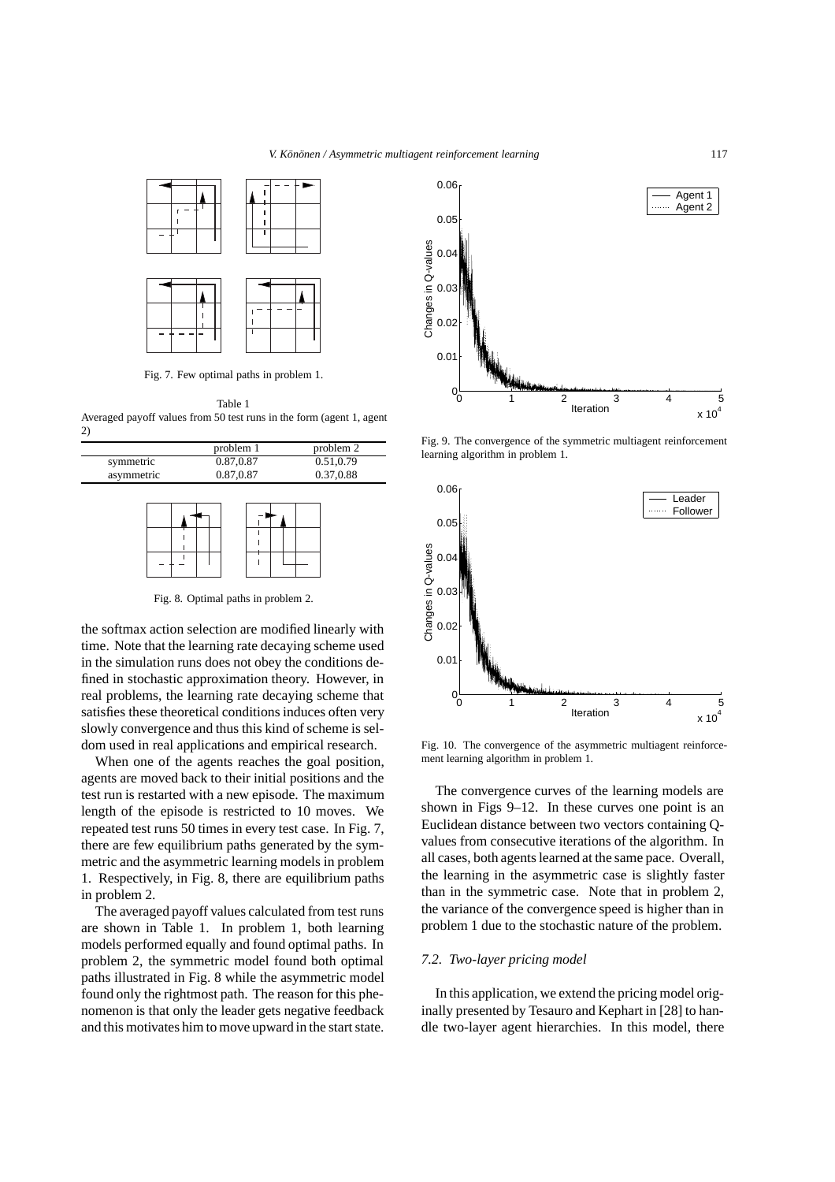Fig. 7. Few optimal paths in problem 1.

Table 1
Averaged payoff values from 50 test runs in the form (agent 1, agent 2)

| | problem 1 | problem 2 |
|---|---|---|
| symmetric | 0.87,0.87 | 0.51,0.79 |
| asymmetric | 0.87,0.87 | 0.37,0.88 |

Fig. 8. Optimal paths in problem 2.

the softmax action selection are modified linearly with time. Note that the learning rate decaying scheme used in the simulation runs does not obey the conditions defined in stochastic approximation theory. However, in real problems, the learning rate decaying scheme that satisfies these theoretical conditions induces often very slowly convergence and thus this kind of scheme is seldom used in real applications and empirical research.

When one of the agents reaches the goal position, agents are moved back to their initial positions and the test run is restarted with a new episode. The maximum length of the episode is restricted to 10 moves. We repeated test runs 50 times in every test case. In Fig. 7, there are few equilibrium paths generated by the symmetric and the asymmetric learning models in problem 1. Respectively, in Fig. 8, there are equilibrium paths in problem 2.

The averaged payoff values calculated from test runs are shown in Table 1. In problem 1, both learning models performed equally and found optimal paths. In problem 2, the symmetric model found both optimal paths illustrated in Fig. 8 while the asymmetric model found only the rightmost path. The reason for this phenomenon is that only the leader gets negative feedback and this motivates him to move upward in the start state.

Fig. 9. The convergence of the symmetric multiagent reinforcement learning algorithm in problem 1.

Fig. 10. The convergence of the asymmetric multiagent reinforcement learning algorithm in problem 1.

The convergence curves of the learning models are shown in Figs 9–12. In these curves one point is an Euclidean distance between two vectors containing Q-values from consecutive iterations of the algorithm. In all cases, both agents learned at the same pace. Overall, the learning in the asymmetric case is slightly faster than in the symmetric case. Note that in problem 2, the variance of the convergence speed is higher than in problem 1 due to the stochastic nature of the problem.

### *7.2. Two-layer pricing model*

In this application, we extend the pricing model originally presented by Tesauro and Kephart in [28] to handle two-layer agent hierarchies. In this model, there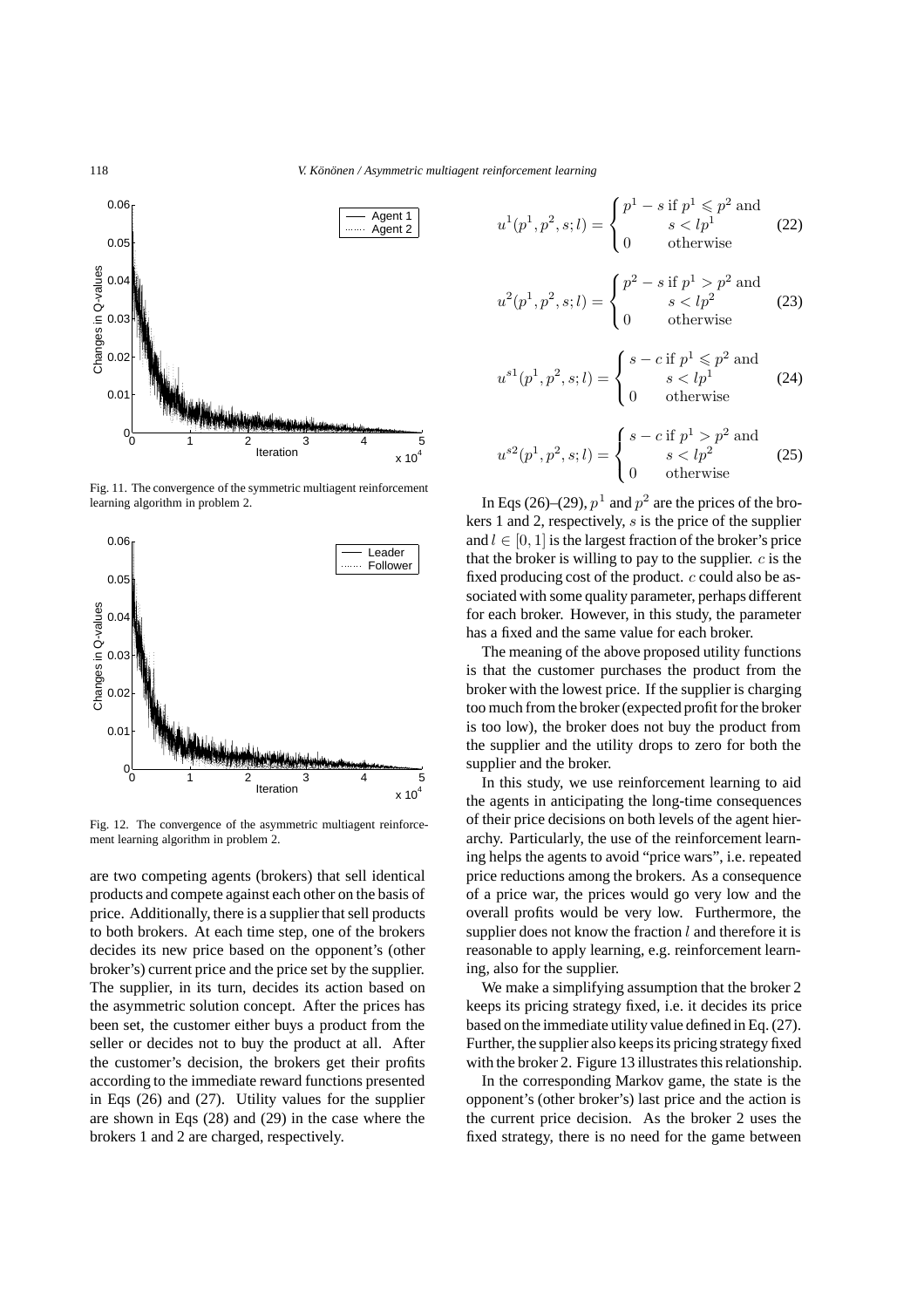Fig. 11. The convergence of the symmetric multiagent reinforcement learning algorithm in problem 2.

Fig. 12. The convergence of the asymmetric multiagent reinforcement learning algorithm in problem 2.

are two competing agents (brokers) that sell identical products and compete against each other on the basis of price. Additionally, there is a supplier that sell products to both brokers. At each time step, one of the brokers decides its new price based on the opponent's (other broker's) current price and the price set by the supplier. The supplier, in its turn, decides its action based on the asymmetric solution concept. After the prices has been set, the customer either buys a product from the seller or decides not to buy the product at all. After the customer's decision, the brokers get their profits according to the immediate reward functions presented in Eqs (26) and (27). Utility values for the supplier are shown in Eqs (28) and (29) in the case where the brokers 1 and 2 are charged, respectively.

$$u^1(p^1, p^2, s; l) = \begin{cases} p^1 - s \text{ if } p^1 \leqslant p^2 \text{ and} \\ \qquad s < lp^1 \\ 0 \qquad \text{otherwise} \end{cases} \tag{22}$$

$$u^2(p^1, p^2, s; l) = \begin{cases} p^2 - s \text{ if } p^1 > p^2 \text{ and} \\ \qquad s < lp^2 \\ 0 \qquad \text{otherwise} \end{cases} \tag{23}$$

$$u^{s1}(p^1, p^2, s; l) = \begin{cases} s - c \text{ if } p^1 \leqslant p^2 \text{ and} \\ \qquad s < lp^1 \\ 0 \qquad \text{otherwise} \end{cases} \tag{24}$$

$$u^{s2}(p^1, p^2, s; l) = \begin{cases} s - c \text{ if } p^1 > p^2 \text{ and} \\ \qquad s < lp^2 \\ 0 \qquad \text{otherwise} \end{cases} \tag{25}$$

In Eqs (26)–(29), $p^1$ and $p^2$ are the prices of the brokers 1 and 2, respectively, $s$ is the price of the supplier and $l \in [0, 1]$ is the largest fraction of the broker's price that the broker is willing to pay to the supplier. $c$ is the fixed producing cost of the product. $c$ could also be associated with some quality parameter, perhaps different for each broker. However, in this study, the parameter has a fixed and the same value for each broker.

The meaning of the above proposed utility functions is that the customer purchases the product from the broker with the lowest price. If the supplier is charging too much from the broker (expected profit for the broker is too low), the broker does not buy the product from the supplier and the utility drops to zero for both the supplier and the broker.

In this study, we use reinforcement learning to aid the agents in anticipating the long-time consequences of their price decisions on both levels of the agent hierarchy. Particularly, the use of the reinforcement learning helps the agents to avoid "price wars", i.e. repeated price reductions among the brokers. As a consequence of a price war, the prices would go very low and the overall profits would be very low. Furthermore, the supplier does not know the fraction $l$ and therefore it is reasonable to apply learning, e.g. reinforcement learning, also for the supplier.

We make a simplifying assumption that the broker 2 keeps its pricing strategy fixed, i.e. it decides its price based on the immediate utility value defined in Eq. (27). Further, the supplier also keeps its pricing strategy fixed with the broker 2. Figure 13 illustrates this relationship.

In the corresponding Markov game, the state is the opponent's (other broker's) last price and the action is the current price decision. As the broker 2 uses the fixed strategy, there is no need for the game between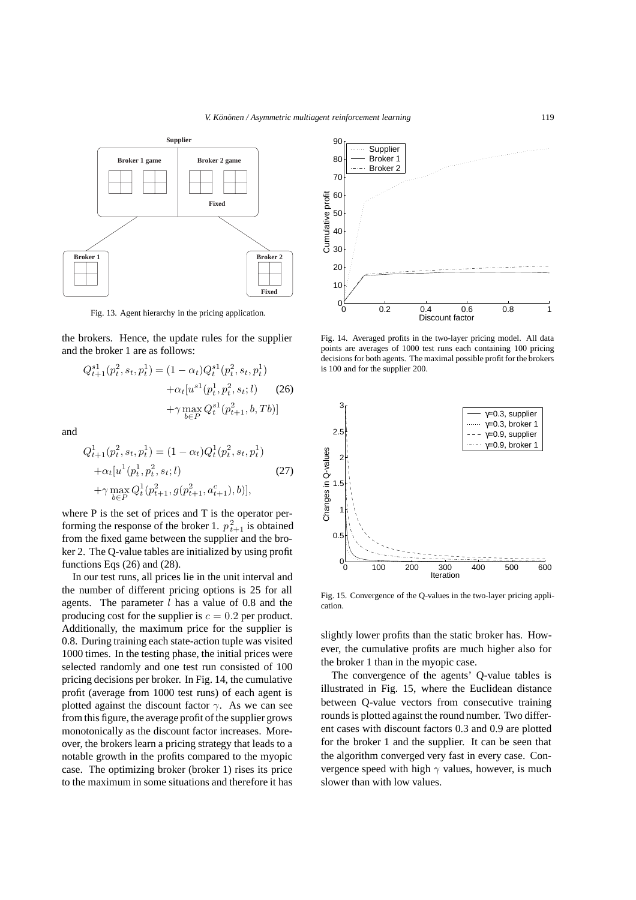Fig. 13. Agent hierarchy in the pricing application.

the brokers. Hence, the update rules for the supplier and the broker 1 are as follows:

$$
\begin{aligned}
Q^{s1}_{t+1}(p^2_t, s_t, p^1_t) &= (1-\alpha_t) Q^{s1}_t(p^2_t, s_t, p^1_t) \\
&+ \alpha_t [u^{s1}(p^1_t, p^2_t, s_t; l) \qquad (26) \\
&+ \gamma \max_{b \in P} Q^{s1}_t(p^2_{t+1}, b, Tb)]
\end{aligned}
$$

and

$$
\begin{aligned}
Q^{1}_{t+1}(p^2_t, s_t, p^1_t) &= (1-\alpha_t) Q^{1}_t(p^2_t, s_t, p^1_t) \\
&+ \alpha_t [u^{1}(p^1_t, p^2_t, s_t; l) \qquad (27) \\
&+ \gamma \max_{b \in P} Q^{1}_t(p^2_{t+1}, g(p^2_{t+1}, a^c_{t+1}), b)],
\end{aligned}
$$

where P is the set of prices and T is the operator performing the response of the broker 1. $p^2_{t+1}$ is obtained from the fixed game between the supplier and the broker 2. The Q-value tables are initialized by using profit functions Eqs (26) and (28).

In our test runs, all prices lie in the unit interval and the number of different pricing options is 25 for all agents. The parameter $l$ has a value of 0.8 and the producing cost for the supplier is $c = 0.2$ per product. Additionally, the maximum price for the supplier is 0.8. During training each state-action tuple was visited 1000 times. In the testing phase, the initial prices were selected randomly and one test run consisted of 100 pricing decisions per broker. In Fig. 14, the cumulative profit (average from 1000 test runs) of each agent is plotted against the discount factor $\gamma$. As we can see from this figure, the average profit of the supplier grows monotonically as the discount factor increases. Moreover, the brokers learn a pricing strategy that leads to a notable growth in the profits compared to the myopic case. The optimizing broker (broker 1) rises its price to the maximum in some situations and therefore it has slightly lower profits than the static broker has. However, the cumulative profits are much higher also for the broker 1 than in the myopic case.

Fig. 14. Averaged profits in the two-layer pricing model. All data points are averages of 1000 test runs each containing 100 pricing decisions for both agents. The maximal possible profit for the brokers is 100 and for the supplier 200.

Fig. 15. Convergence of the Q-values in the two-layer pricing application.

The convergence of the agents' Q-value tables is illustrated in Fig. 15, where the Euclidean distance between Q-value vectors from consecutive training rounds is plotted against the round number. Two different cases with discount factors 0.3 and 0.9 are plotted for the broker 1 and the supplier. It can be seen that the algorithm converged very fast in every case. Convergence speed with high $\gamma$ values, however, is much slower than with low values.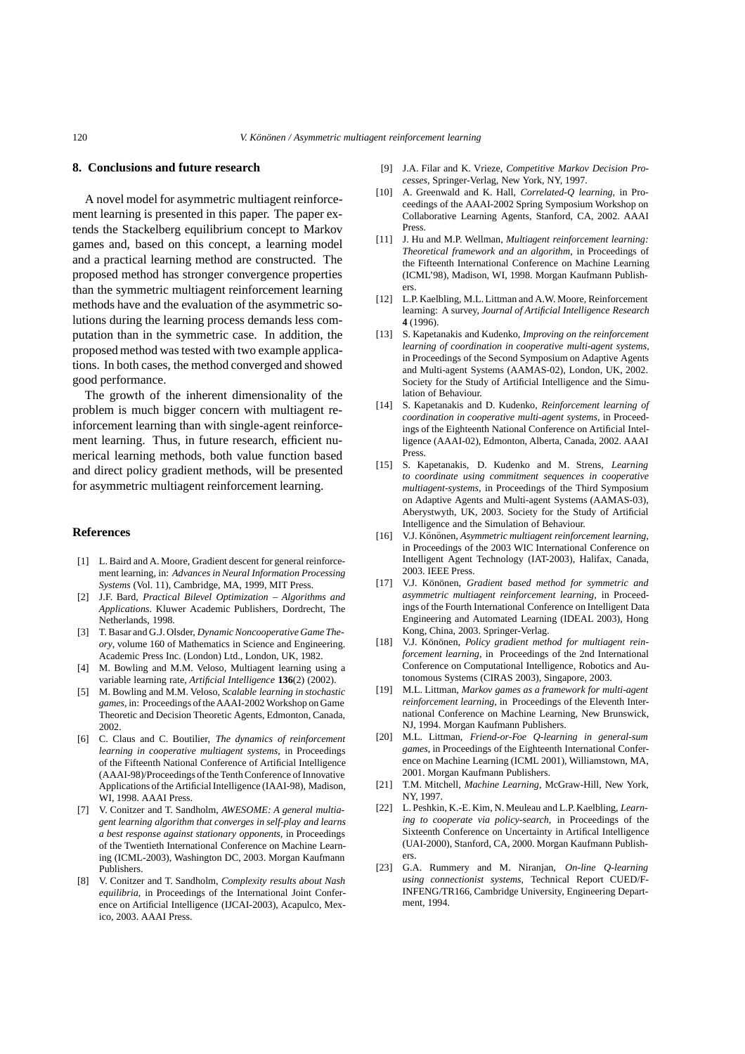## 8. Conclusions and future research

A novel model for asymmetric multiagent reinforcement learning is presented in this paper. The paper extends the Stackelberg equilibrium concept to Markov games and, based on this concept, a learning model and a practical learning method are constructed. The proposed method has stronger convergence properties than the symmetric multiagent reinforcement learning methods have and the evaluation of the asymmetric solutions during the learning process demands less computation than in the symmetric case. In addition, the proposed method was tested with two example applications. In both cases, the method converged and showed good performance.

The growth of the inherent dimensionality of the problem is much bigger concern with multiagent reinforcement learning than with single-agent reinforcement learning. Thus, in future research, efficient numerical learning methods, both value function based and direct policy gradient methods, will be presented for asymmetric multiagent reinforcement learning.

## References

[1] L. Baird and A. Moore, Gradient descent for general reinforcement learning, in: *Advances in Neural Information Processing Systems* (Vol. 11), Cambridge, MA, 1999, MIT Press.

[2] J.F. Bard, *Practical Bilevel Optimization – Algorithms and Applications*. Kluwer Academic Publishers, Dordrecht, The Netherlands, 1998.

[3] T. Basar and G.J. Olsder, *Dynamic Noncooperative Game Theory*, volume 160 of Mathematics in Science and Engineering. Academic Press Inc. (London) Ltd., London, UK, 1982.

[4] M. Bowling and M.M. Veloso, Multiagent learning using a variable learning rate, *Artificial Intelligence* **136**(2) (2002).

[5] M. Bowling and M.M. Veloso, *Scalable learning in stochastic games*, in: Proceedings of the AAAI-2002 Workshop on Game Theoretic and Decision Theoretic Agents, Edmonton, Canada, 2002.

[6] C. Claus and C. Boutilier, *The dynamics of reinforcement learning in cooperative multiagent systems*, in Proceedings of the Fifteenth National Conference of Artificial Intelligence (AAAI-98)/Proceedings of the Tenth Conference of Innovative Applications of the Artificial Intelligence (IAAI-98), Madison, WI, 1998. AAAI Press.

[7] V. Conitzer and T. Sandholm, *AWESOME: A general multiagent learning algorithm that converges in self-play and learns a best response against stationary opponents*, in Proceedings of the Twentieth International Conference on Machine Learning (ICML-2003), Washington DC, 2003. Morgan Kaufmann Publishers.

[8] V. Conitzer and T. Sandholm, *Complexity results about Nash equilibria*, in Proceedings of the International Joint Conference on Artificial Intelligence (IJCAI-2003), Acapulco, Mexico, 2003. AAAI Press.

[9] J.A. Filar and K. Vrieze, *Competitive Markov Decision Processes*, Springer-Verlag, New York, NY, 1997.

[10] A. Greenwald and K. Hall, *Correlated-Q learning*, in Proceedings of the AAAI-2002 Spring Symposium Workshop on Collaborative Learning Agents, Stanford, CA, 2002. AAAI Press.

[11] J. Hu and M.P. Wellman, *Multiagent reinforcement learning: Theoretical framework and an algorithm*, in Proceedings of the Fifteenth International Conference on Machine Learning (ICML'98), Madison, WI, 1998. Morgan Kaufmann Publishers.

[12] L.P. Kaelbling, M.L. Littman and A.W. Moore, Reinforcement learning: A survey, *Journal of Artificial Intelligence Research* **4** (1996).

[13] S. Kapetanakis and Kudenko, *Improving on the reinforcement learning of coordination in cooperative multi-agent systems*, in Proceedings of the Second Symposium on Adaptive Agents and Multi-agent Systems (AAMAS-02), London, UK, 2002. Society for the Study of Artificial Intelligence and the Simulation of Behaviour.

[14] S. Kapetanakis and D. Kudenko, *Reinforcement learning of coordination in cooperative multi-agent systems*, in Proceedings of the Eighteenth National Conference on Artificial Intelligence (AAAI-02), Edmonton, Alberta, Canada, 2002. AAAI Press.

[15] S. Kapetanakis, D. Kudenko and M. Strens, *Learning to coordinate using commitment sequences in cooperative multiagent-systems*, in Proceedings of the Third Symposium on Adaptive Agents and Multi-agent Systems (AAMAS-03), Aberystwyth, UK, 2003. Society for the Study of Artificial Intelligence and the Simulation of Behaviour.

[16] V.J. Könönen, *Asymmetric multiagent reinforcement learning*, in Proceedings of the 2003 WIC International Conference on Intelligent Agent Technology (IAT-2003), Halifax, Canada, 2003. IEEE Press.

[17] V.J. Könönen, *Gradient based method for symmetric and asymmetric multiagent reinforcement learning*, in Proceedings of the Fourth International Conference on Intelligent Data Engineering and Automated Learning (IDEAL 2003), Hong Kong, China, 2003. Springer-Verlag.

[18] V.J. Könönen, *Policy gradient method for multiagent reinforcement learning*, in Proceedings of the 2nd International Conference on Computational Intelligence, Robotics and Autonomous Systems (CIRAS 2003), Singapore, 2003.

[19] M.L. Littman, *Markov games as a framework for multi-agent reinforcement learning*, in Proceedings of the Eleventh International Conference on Machine Learning, New Brunswick, NJ, 1994. Morgan Kaufmann Publishers.

[20] M.L. Littman, *Friend-or-Foe Q-learning in general-sum games*, in Proceedings of the Eighteenth International Conference on Machine Learning (ICML 2001), Williamstown, MA, 2001. Morgan Kaufmann Publishers.

[21] T.M. Mitchell, *Machine Learning*, McGraw-Hill, New York, NY, 1997.

[22] L. Peshkin, K.-E. Kim, N. Meuleau and L.P. Kaelbling, *Learning to cooperate via policy-search*, in Proceedings of the Sixteenth Conference on Uncertainty in Artifical Intelligence (UAI-2000), Stanford, CA, 2000. Morgan Kaufmann Publishers.

[23] G.A. Rummery and M. Niranjan, *On-line Q-learning using connectionist systems*, Technical Report CUED/F-INFENG/TR166, Cambridge University, Engineering Department, 1994.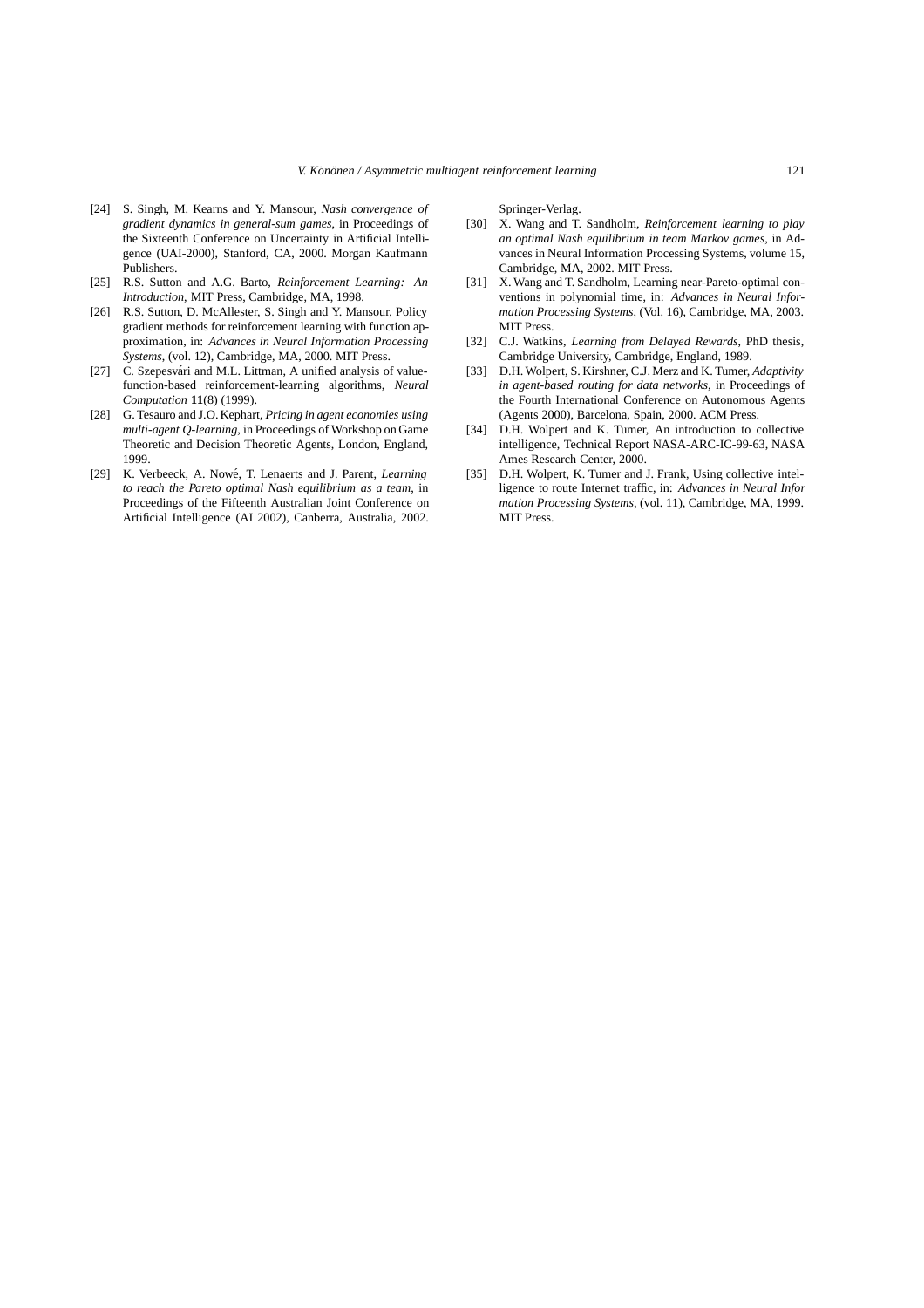[24] S. Singh, M. Kearns and Y. Mansour, *Nash convergence of gradient dynamics in general-sum games*, in Proceedings of the Sixteenth Conference on Uncertainty in Artificial Intelligence (UAI-2000), Stanford, CA, 2000. Morgan Kaufmann Publishers.

[25] R.S. Sutton and A.G. Barto, *Reinforcement Learning: An Introduction*, MIT Press, Cambridge, MA, 1998.

[26] R.S. Sutton, D. McAllester, S. Singh and Y. Mansour, Policy gradient methods for reinforcement learning with function approximation, in: *Advances in Neural Information Processing Systems*, (vol. 12), Cambridge, MA, 2000. MIT Press.

[27] C. Szepesvári and M.L. Littman, A unified analysis of value-function-based reinforcement-learning algorithms, *Neural Computation* **11**(8) (1999).

[28] G. Tesauro and J.O. Kephart, *Pricing in agent economies using multi-agent Q-learning*, in Proceedings of Workshop on Game Theoretic and Decision Theoretic Agents, London, England, 1999.

[29] K. Verbeeck, A. Nowé, T. Lenaerts and J. Parent, *Learning to reach the Pareto optimal Nash equilibrium as a team*, in Proceedings of the Fifteenth Australian Joint Conference on Artificial Intelligence (AI 2002), Canberra, Australia, 2002. Springer-Verlag.

[30] X. Wang and T. Sandholm, *Reinforcement learning to play an optimal Nash equilibrium in team Markov games*, in Advances in Neural Information Processing Systems, volume 15, Cambridge, MA, 2002. MIT Press.

[31] X. Wang and T. Sandholm, Learning near-Pareto-optimal conventions in polynomial time, in: *Advances in Neural Information Processing Systems*, (Vol. 16), Cambridge, MA, 2003. MIT Press.

[32] C.J. Watkins, *Learning from Delayed Rewards*, PhD thesis, Cambridge University, Cambridge, England, 1989.

[33] D.H. Wolpert, S. Kirshner, C.J. Merz and K. Tumer, *Adaptivity in agent-based routing for data networks*, in Proceedings of the Fourth International Conference on Autonomous Agents (Agents 2000), Barcelona, Spain, 2000. ACM Press.

[34] D.H. Wolpert and K. Tumer, An introduction to collective intelligence, Technical Report NASA-ARC-IC-99-63, NASA Ames Research Center, 2000.

[35] D.H. Wolpert, K. Tumer and J. Frank, Using collective intelligence to route Internet traffic, in: *Advances in Neural Infor mation Processing Systems*, (vol. 11), Cambridge, MA, 1999. MIT Press.